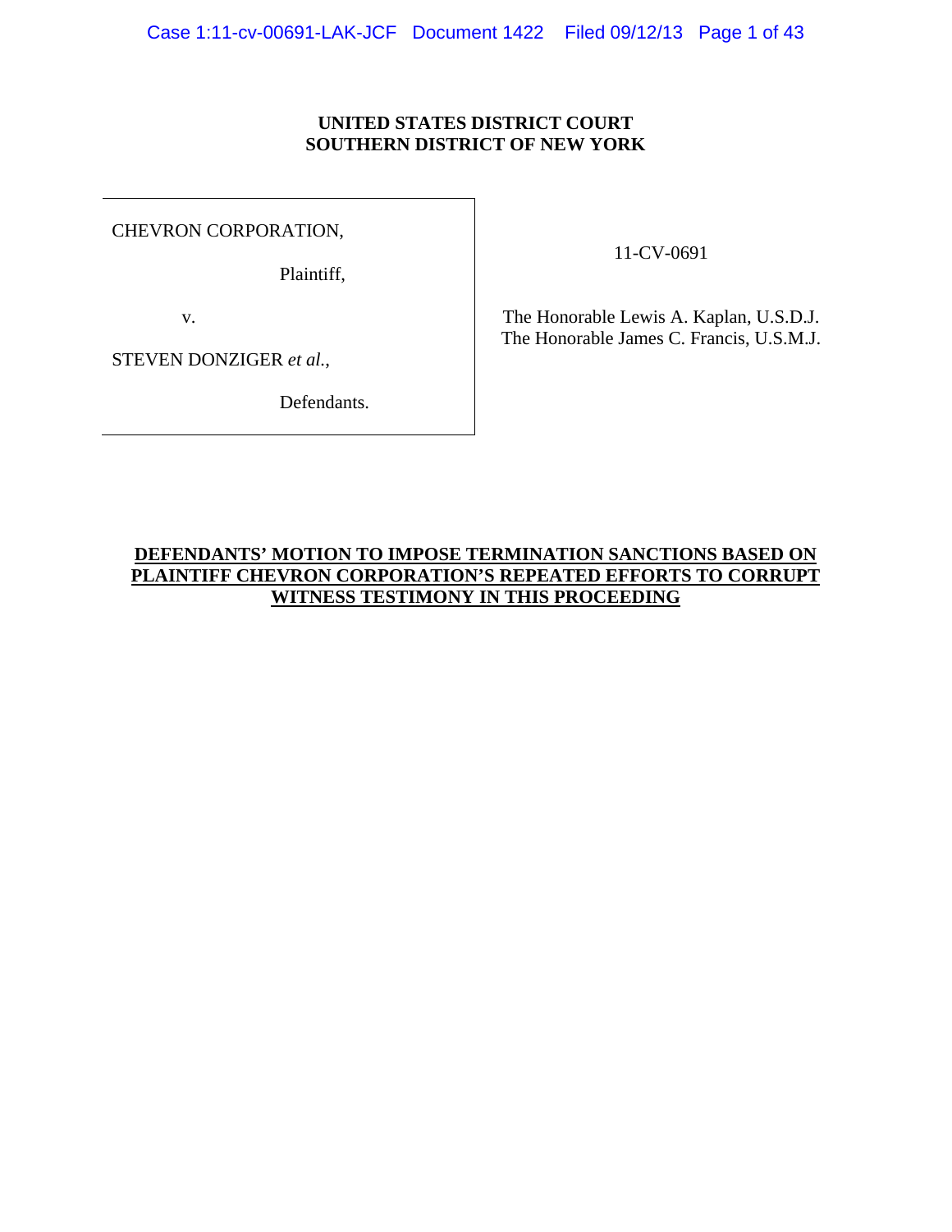**UNITED STATES DISTRICT COURT**
**SOUTHERN DISTRICT OF NEW YORK**

| | |
|---|---|
| CHEVRON CORPORATION,<br><br>Plaintiff,<br><br>v.<br><br>STEVEN DONZIGER *et al.*,<br><br>Defendants. | 11-CV-0691<br><br>The Honorable Lewis A. Kaplan, U.S.D.J.<br>The Honorable James C. Francis, U.S.M.J. |

**DEFENDANTS' MOTION TO IMPOSE TERMINATION SANCTIONS BASED ON PLAINTIFF CHEVRON CORPORATION'S REPEATED EFFORTS TO CORRUPT WITNESS TESTIMONY IN THIS PROCEEDING**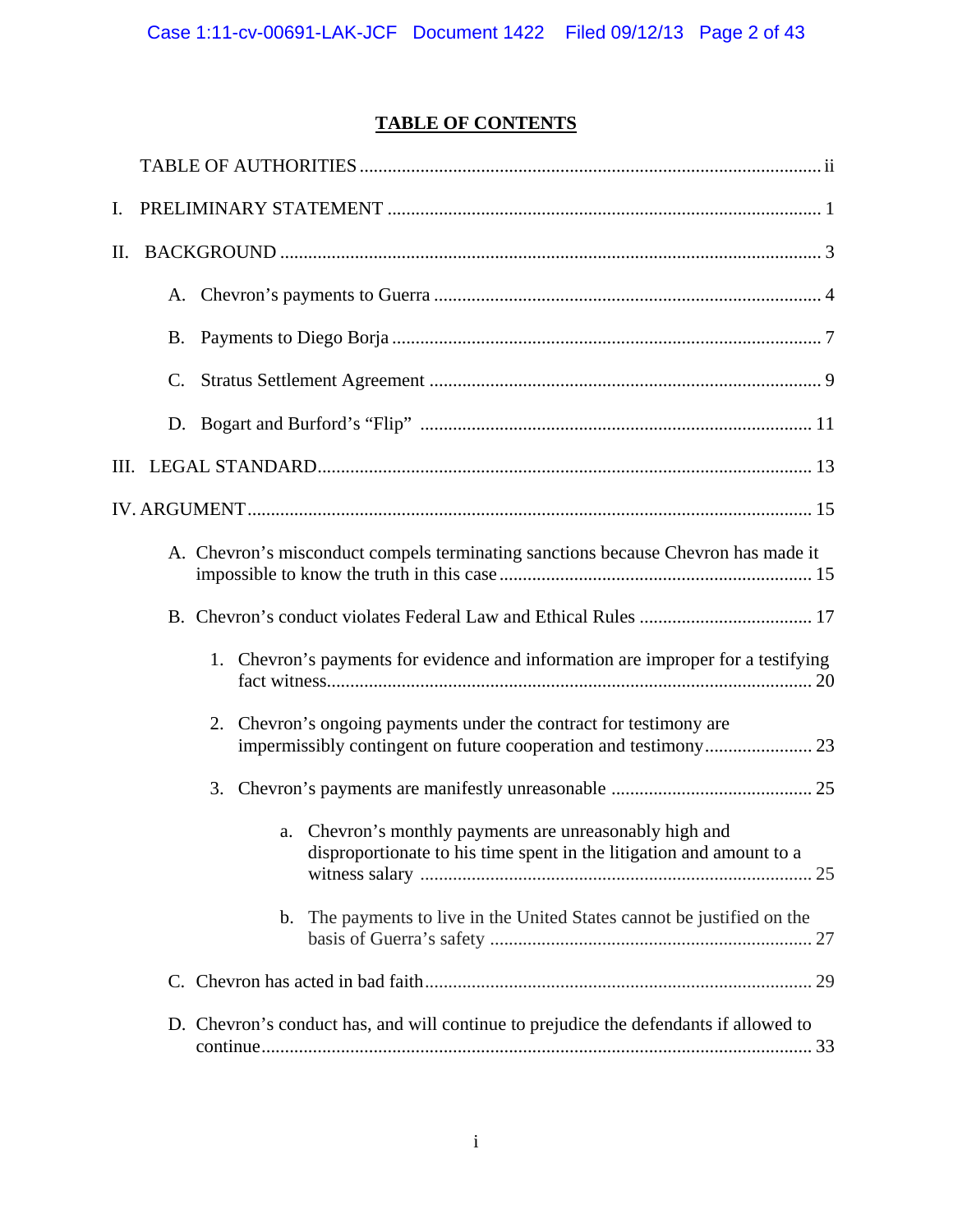# TABLE OF CONTENTS

TABLE OF AUTHORITIES ..... ii

I. PRELIMINARY STATEMENT ..... 1

II. BACKGROUND ..... 3

- A. Chevron's payments to Guerra ..... 4
- B. Payments to Diego Borja ..... 7
- C. Stratus Settlement Agreement ..... 9
- D. Bogart and Burford's "Flip" ..... 11

III. LEGAL STANDARD ..... 13

IV. ARGUMENT ..... 15

- A. Chevron's misconduct compels terminating sanctions because Chevron has made it impossible to know the truth in this case ..... 15
- B. Chevron's conduct violates Federal Law and Ethical Rules ..... 17
  1. Chevron's payments for evidence and information are improper for a testifying fact witness ..... 20
  2. Chevron's ongoing payments under the contract for testimony are impermissibly contingent on future cooperation and testimony ..... 23
  3. Chevron's payments are manifestly unreasonable ..... 25
     - a. Chevron's monthly payments are unreasonably high and disproportionate to his time spent in the litigation and amount to a witness salary ..... 25
     - b. The payments to live in the United States cannot be justified on the basis of Guerra's safety ..... 27
- C. Chevron has acted in bad faith ..... 29
- D. Chevron's conduct has, and will continue to prejudice the defendants if allowed to continue ..... 33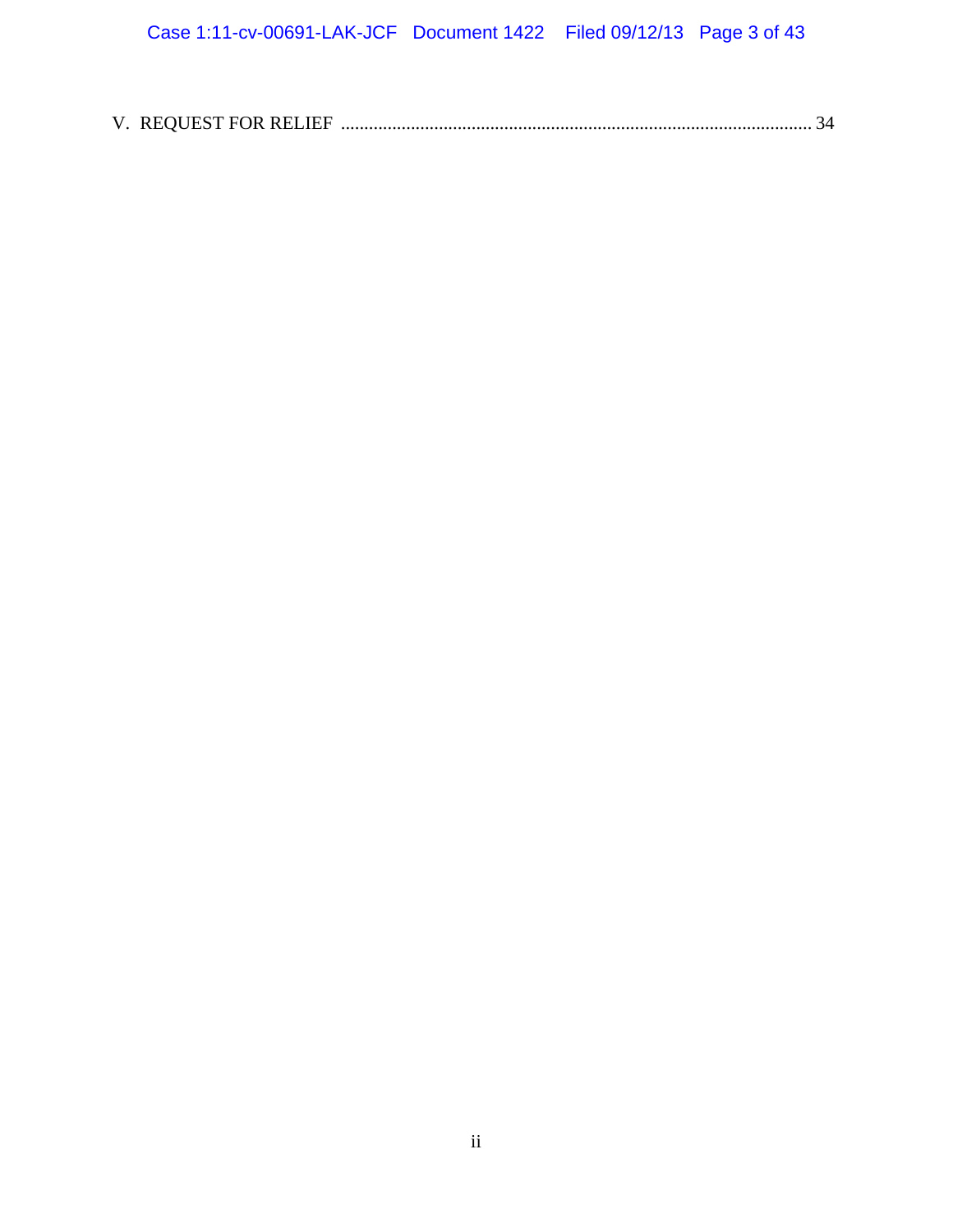V. REQUEST FOR RELIEF .................................................................................................... 34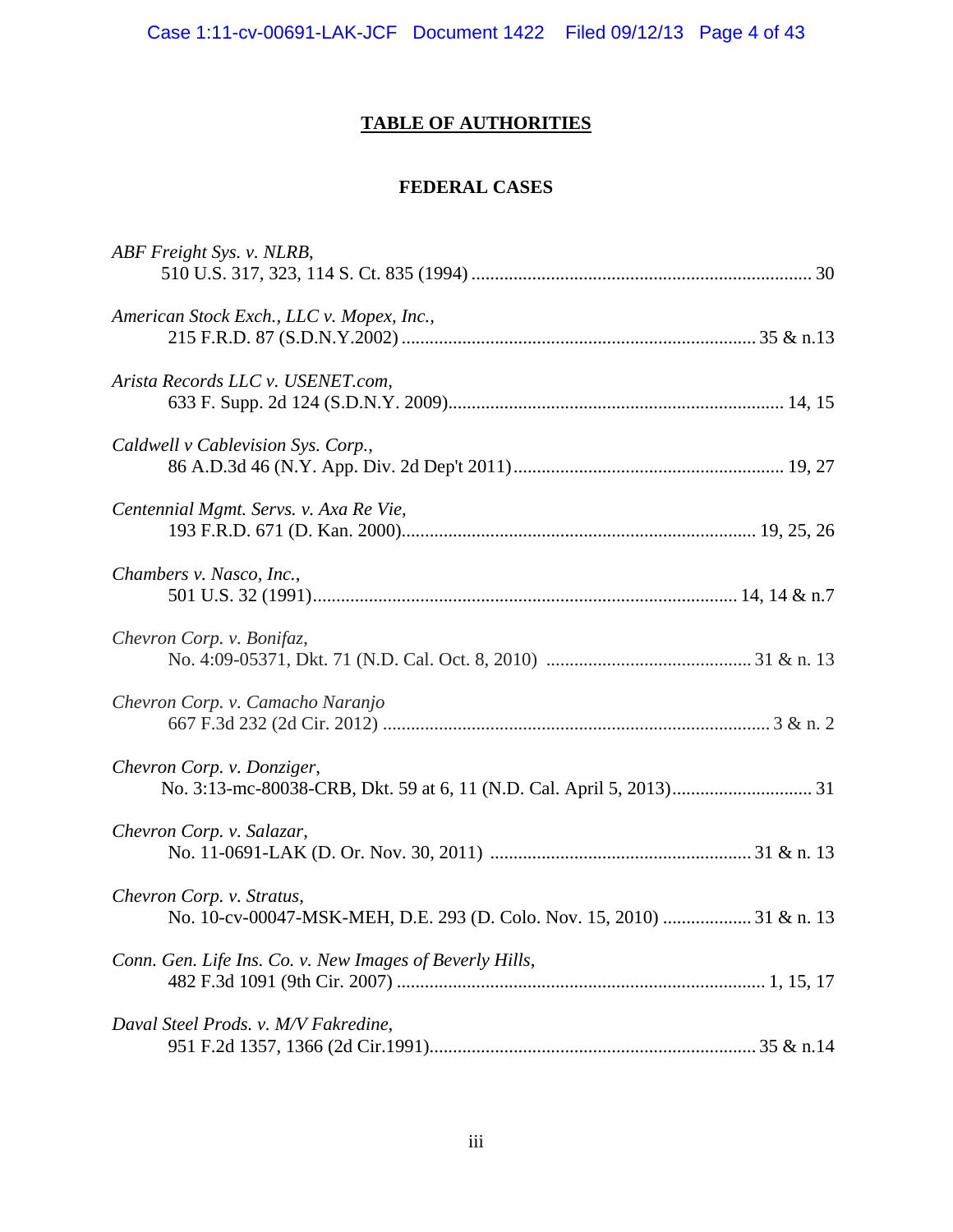## TABLE OF AUTHORITIES

### FEDERAL CASES

*ABF Freight Sys. v. NLRB*,
510 U.S. 317, 323, 114 S. Ct. 835 (1994) ........................................................................ 30

*American Stock Exch., LLC v. Mopex, Inc.*,
215 F.R.D. 87 (S.D.N.Y.2002) ........................................................................... 35 & n.13

*Arista Records LLC v. USENET.com*,
633 F. Supp. 2d 124 (S.D.N.Y. 2009)....................................................................... 14, 15

*Caldwell v Cablevision Sys. Corp.*,
86 A.D.3d 46 (N.Y. App. Div. 2d Dep't 2011).......................................................... 19, 27

*Centennial Mgmt. Servs. v. Axa Re Vie*,
193 F.R.D. 671 (D. Kan. 2000)........................................................................... 19, 25, 26

*Chambers v. Nasco, Inc.*,
501 U.S. 32 (1991)......................................................................................... 14, 14 & n.7

*Chevron Corp. v. Bonifaz*,
No. 4:09-05371, Dkt. 71 (N.D. Cal. Oct. 8, 2010) ............................................ 31 & n. 13

*Chevron Corp. v. Camacho Naranjo*
667 F.3d 232 (2d Cir. 2012) .................................................................................. 3 & n. 2

*Chevron Corp. v. Donziger*,
No. 3:13-mc-80038-CRB, Dkt. 59 at 6, 11 (N.D. Cal. April 5, 2013).............................. 31

*Chevron Corp. v. Salazar*,
No. 11-0691-LAK (D. Or. Nov. 30, 2011) ....................................................... 31 & n. 13

*Chevron Corp. v. Stratus*,
No. 10-cv-00047-MSK-MEH, D.E. 293 (D. Colo. Nov. 15, 2010) ................... 31 & n. 13

*Conn. Gen. Life Ins. Co. v. New Images of Beverly Hills*,
482 F.3d 1091 (9th Cir. 2007) .............................................................................. 1, 15, 17

*Daval Steel Prods. v. M/V Fakredine*,
951 F.2d 1357, 1366 (2d Cir.1991)..................................................................... 35 & n.14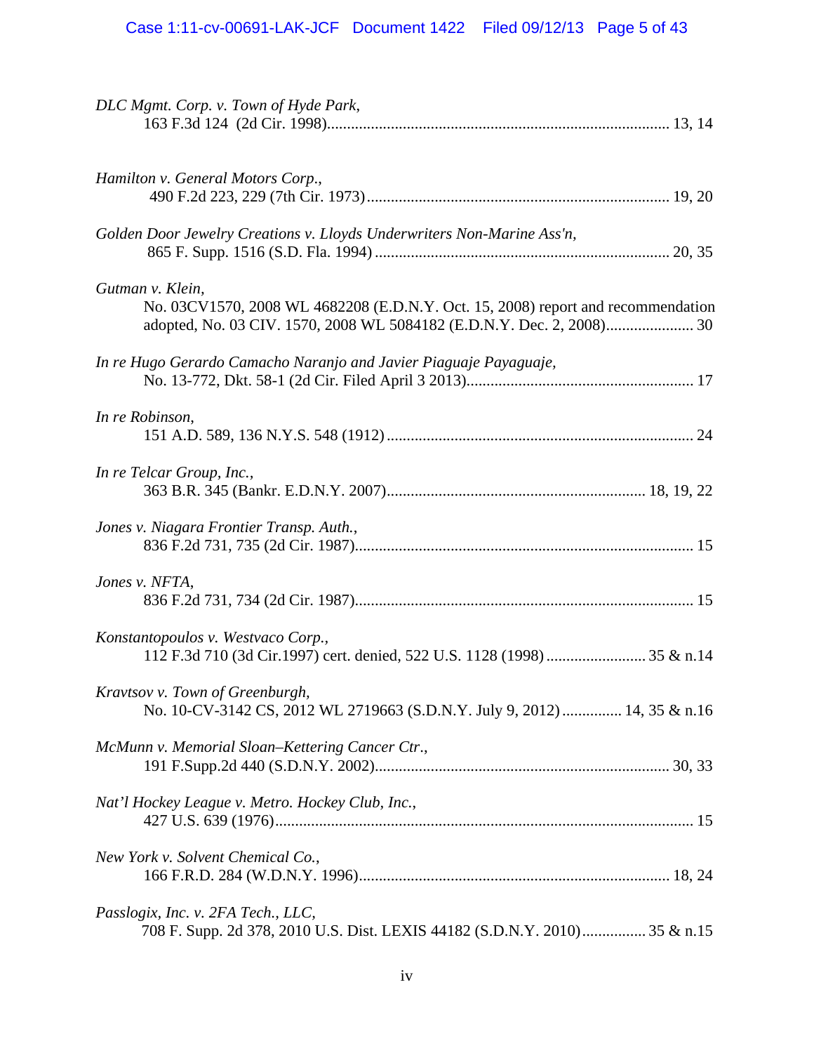*DLC Mgmt. Corp. v. Town of Hyde Park*,
163 F.3d 124 (2d Cir. 1998)........................................................................................ 13, 14

*Hamilton v. General Motors Corp*.,
490 F.2d 223, 229 (7th Cir. 1973)............................................................................ 19, 20

*Golden Door Jewelry Creations v. Lloyds Underwriters Non-Marine Ass'n,*
865 F. Supp. 1516 (S.D. Fla. 1994) ........................................................................... 20, 35

*Gutman v. Klein,*
No. 03CV1570, 2008 WL 4682208 (E.D.N.Y. Oct. 15, 2008) report and recommendation adopted, No. 03 CIV. 1570, 2008 WL 5084182 (E.D.N.Y. Dec. 2, 2008)...................... 30

*In re Hugo Gerardo Camacho Naranjo and Javier Piaguaje Payaguaje,*
No. 13-772, Dkt. 58-1 (2d Cir. Filed April 3 2013)......................................................... 17

*In re Robinson,*
151 A.D. 589, 136 N.Y.S. 548 (1912) ............................................................................ 24

*In re Telcar Group, Inc.,*
363 B.R. 345 (Bankr. E.D.N.Y. 2007)................................................................. 18, 19, 22

*Jones v. Niagara Frontier Transp. Auth.*,
836 F.2d 731, 735 (2d Cir. 1987).................................................................................... 15

*Jones v. NFTA*,
836 F.2d 731, 734 (2d Cir. 1987).................................................................................... 15

*Konstantopoulos v. Westvaco Corp.,*
112 F.3d 710 (3d Cir.1997) cert. denied, 522 U.S. 1128 (1998) ......................... 35 & n.14

*Kravtsov v. Town of Greenburgh,*
No. 10-CV-3142 CS, 2012 WL 2719663 (S.D.N.Y. July 9, 2012) ............... 14, 35 & n.16

*McMunn v. Memorial Sloan–Kettering Cancer Ctr*.,
191 F.Supp.2d 440 (S.D.N.Y. 2002)........................................................................... 30, 33

*Nat'l Hockey League v. Metro. Hockey Club, Inc.*,
427 U.S. 639 (1976)........................................................................................................ 15

*New York v. Solvent Chemical Co.*,
166 F.R.D. 284 (W.D.N.Y. 1996).............................................................................. 18, 24

*Passlogix, Inc. v. 2FA Tech., LLC,*
708 F. Supp. 2d 378, 2010 U.S. Dist. LEXIS 44182 (S.D.N.Y. 2010)................ 35 & n.15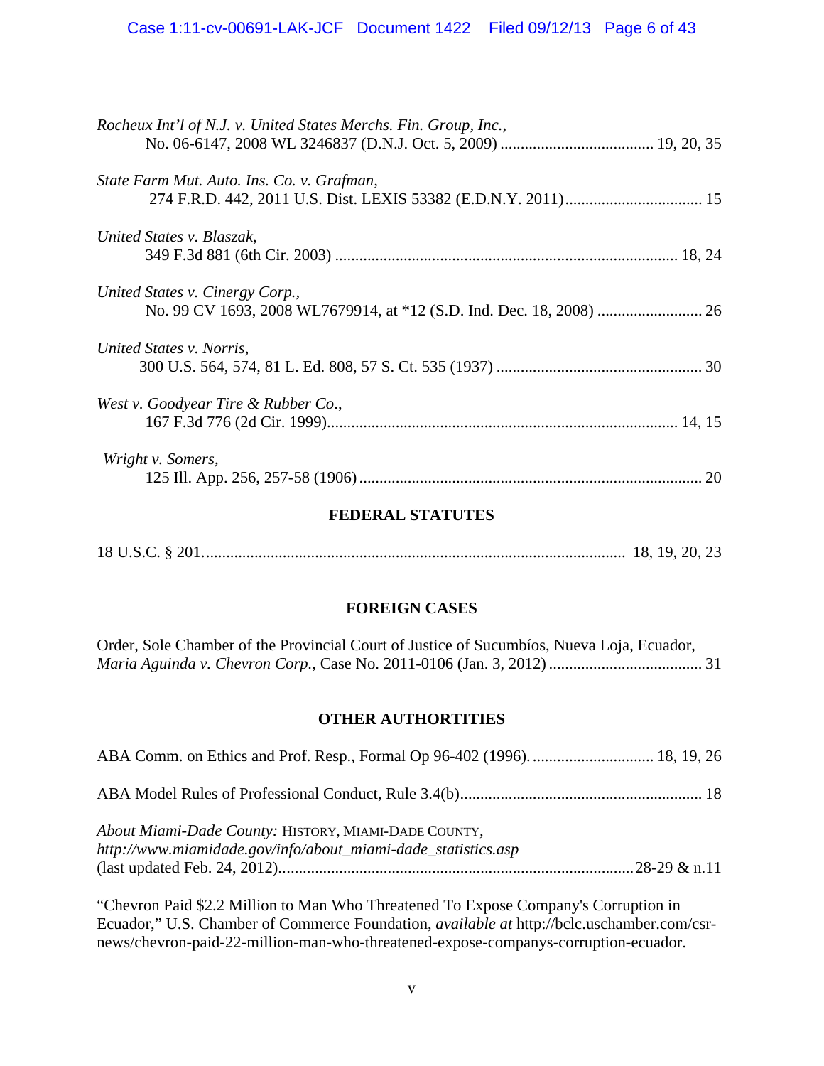*Rocheux Int'l of N.J. v. United States Merchs. Fin. Group, Inc.*,
No. 06-6147, 2008 WL 3246837 (D.N.J. Oct. 5, 2009) ...................................... 19, 20, 35

*State Farm Mut. Auto. Ins. Co. v. Grafman*,
274 F.R.D. 442, 2011 U.S. Dist. LEXIS 53382 (E.D.N.Y. 2011).................................. 15

*United States v. Blaszak*,
349 F.3d 881 (6th Cir. 2003) ..................................................................................... 18, 24

*United States v. Cinergy Corp.*,
No. 99 CV 1693, 2008 WL7679914, at *12 (S.D. Ind. Dec. 18, 2008) .......................... 26

*United States v. Norris*,
300 U.S. 564, 574, 81 L. Ed. 808, 57 S. Ct. 535 (1937) ................................................... 30

*West v. Goodyear Tire & Rubber Co*.,
167 F.3d 776 (2d Cir. 1999)....................................................................................... 14, 15

*Wright v. Somers*,
125 Ill. App. 256, 257-58 (1906) ..................................................................................... 20

## FEDERAL STATUTES

18 U.S.C. § 201........................................................................................................ 18, 19, 20, 23

## FOREIGN CASES

Order, Sole Chamber of the Provincial Court of Justice of Sucumbíos, Nueva Loja, Ecuador, *Maria Aguinda v. Chevron Corp.,* Case No. 2011-0106 (Jan. 3, 2012) ...................................... 31

## OTHER AUTHORTITIES

ABA Comm. on Ethics and Prof. Resp., Formal Op 96-402 (1996). .............................. 18, 19, 26

ABA Model Rules of Professional Conduct, Rule 3.4(b)............................................................ 18

*About Miami-Dade County:* HISTORY, MIAMI-DADE COUNTY,
*http://www.miamidade.gov/info/about_miami-dade_statistics.asp*
(last updated Feb. 24, 2012)........................................................................................28-29 & n.11

"Chevron Paid $2.2 Million to Man Who Threatened To Expose Company's Corruption in Ecuador," U.S. Chamber of Commerce Foundation, *available at* http://bclc.uschamber.com/csr-news/chevron-paid-22-million-man-who-threatened-expose-companys-corruption-ecuador.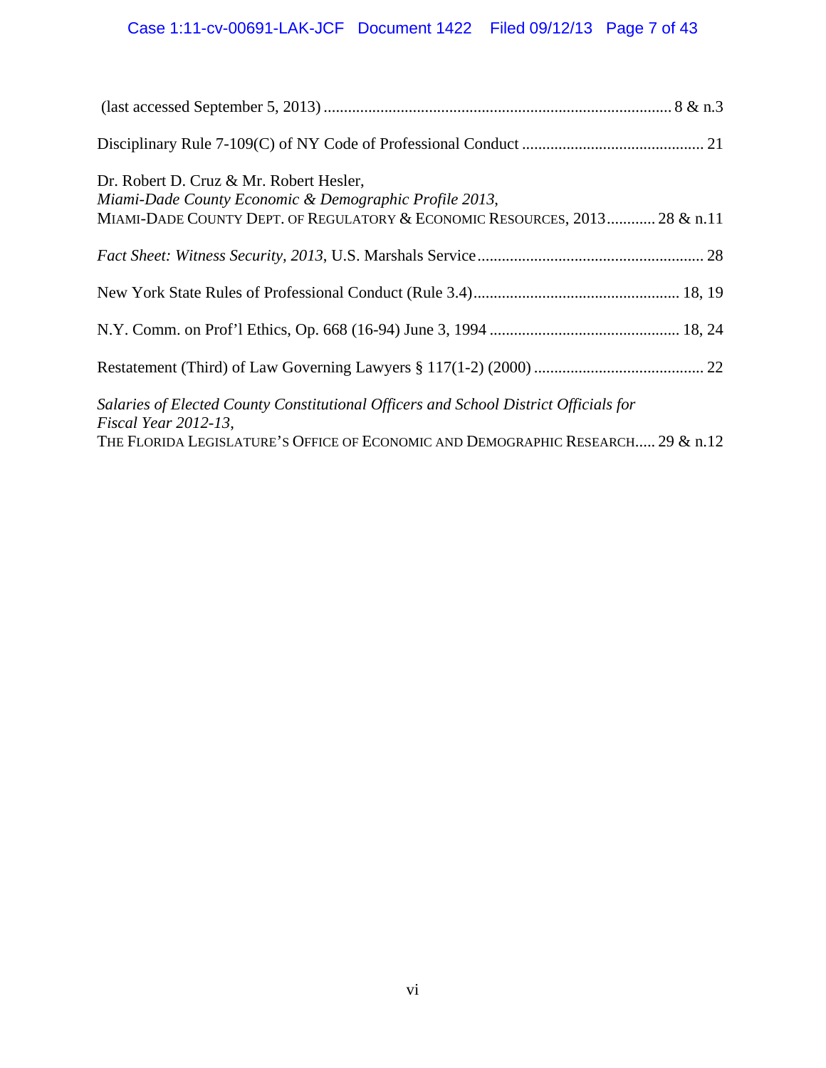(last accessed September 5, 2013) ..................................................................................... 8 & n.3

Disciplinary Rule 7-109(C) of NY Code of Professional Conduct ............................................ 21

Dr. Robert D. Cruz & Mr. Robert Hesler,
*Miami-Dade County Economic & Demographic Profile 2013*,
MIAMI-DADE COUNTY DEPT. OF REGULATORY & ECONOMIC RESOURCES, 2013............ 28 & n.11

*Fact Sheet: Witness Security, 2013*, U.S. Marshals Service........................................................ 28

New York State Rules of Professional Conduct (Rule 3.4).................................................. 18, 19

N.Y. Comm. on Prof'l Ethics, Op. 668 (16-94) June 3, 1994 .............................................. 18, 24

Restatement (Third) of Law Governing Lawyers § 117(1-2) (2000) .......................................... 22

*Salaries of Elected County Constitutional Officers and School District Officials for Fiscal Year 2012-13*,
THE FLORIDA LEGISLATURE'S OFFICE OF ECONOMIC AND DEMOGRAPHIC RESEARCH..... 29 & n.12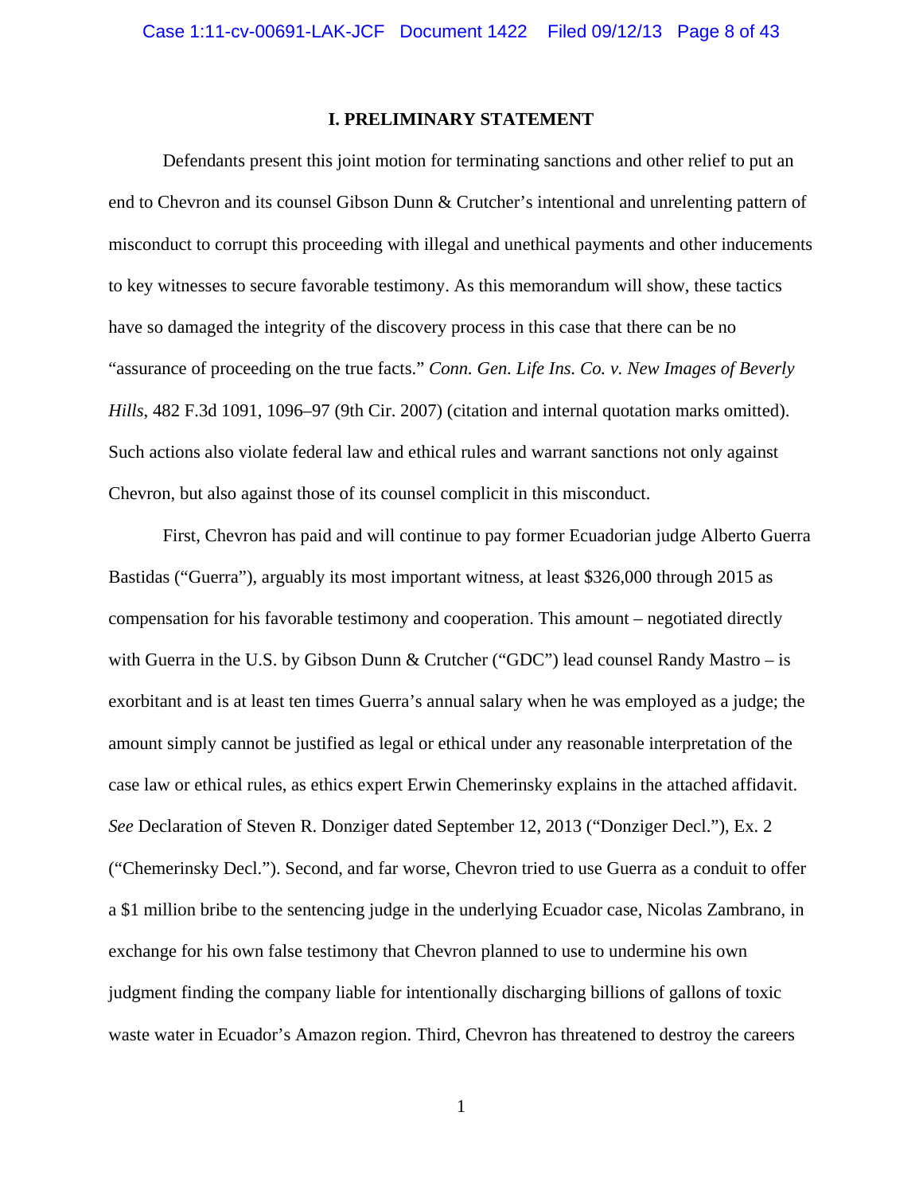## I. PRELIMINARY STATEMENT

Defendants present this joint motion for terminating sanctions and other relief to put an end to Chevron and its counsel Gibson Dunn & Crutcher's intentional and unrelenting pattern of misconduct to corrupt this proceeding with illegal and unethical payments and other inducements to key witnesses to secure favorable testimony. As this memorandum will show, these tactics have so damaged the integrity of the discovery process in this case that there can be no "assurance of proceeding on the true facts." *Conn. Gen. Life Ins. Co. v. New Images of Beverly Hills*, 482 F.3d 1091, 1096–97 (9th Cir. 2007) (citation and internal quotation marks omitted). Such actions also violate federal law and ethical rules and warrant sanctions not only against Chevron, but also against those of its counsel complicit in this misconduct.

First, Chevron has paid and will continue to pay former Ecuadorian judge Alberto Guerra Bastidas ("Guerra"), arguably its most important witness, at least $326,000 through 2015 as compensation for his favorable testimony and cooperation. This amount – negotiated directly with Guerra in the U.S. by Gibson Dunn & Crutcher ("GDC") lead counsel Randy Mastro – is exorbitant and is at least ten times Guerra's annual salary when he was employed as a judge; the amount simply cannot be justified as legal or ethical under any reasonable interpretation of the case law or ethical rules, as ethics expert Erwin Chemerinsky explains in the attached affidavit. *See* Declaration of Steven R. Donziger dated September 12, 2013 ("Donziger Decl."), Ex. 2 ("Chemerinsky Decl."). Second, and far worse, Chevron tried to use Guerra as a conduit to offer a $1 million bribe to the sentencing judge in the underlying Ecuador case, Nicolas Zambrano, in exchange for his own false testimony that Chevron planned to use to undermine his own judgment finding the company liable for intentionally discharging billions of gallons of toxic waste water in Ecuador's Amazon region. Third, Chevron has threatened to destroy the careers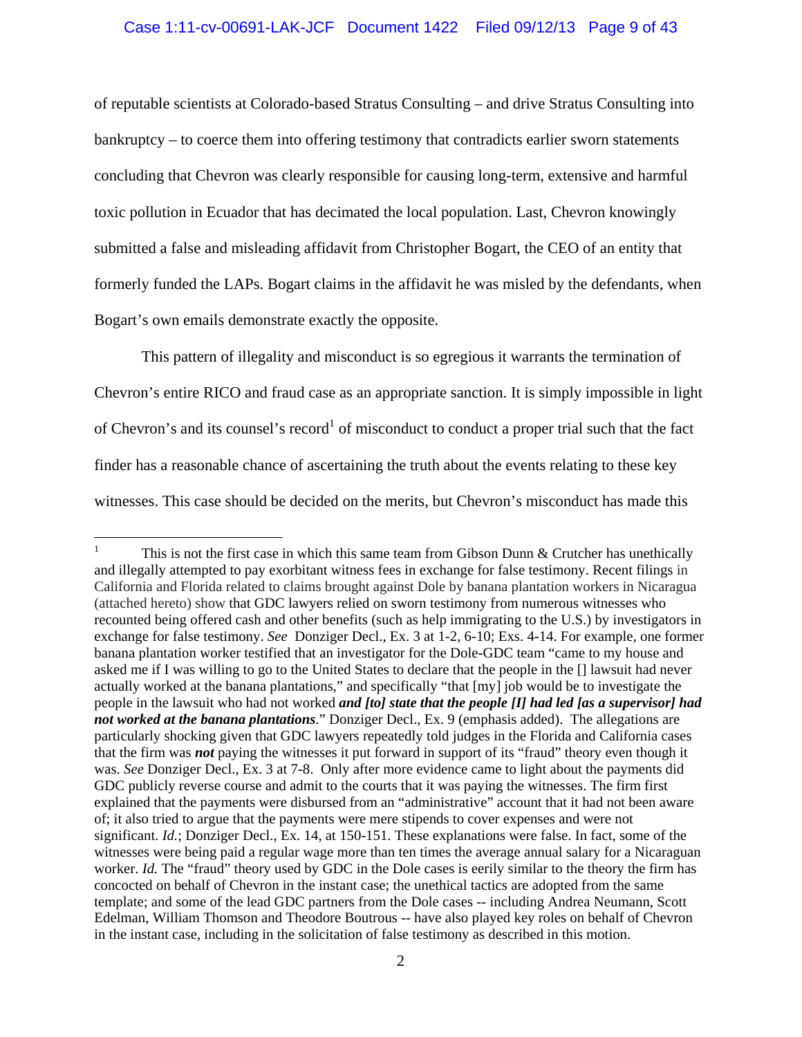of reputable scientists at Colorado-based Stratus Consulting – and drive Stratus Consulting into bankruptcy – to coerce them into offering testimony that contradicts earlier sworn statements concluding that Chevron was clearly responsible for causing long-term, extensive and harmful toxic pollution in Ecuador that has decimated the local population. Last, Chevron knowingly submitted a false and misleading affidavit from Christopher Bogart, the CEO of an entity that formerly funded the LAPs. Bogart claims in the affidavit he was misled by the defendants, when Bogart's own emails demonstrate exactly the opposite.

This pattern of illegality and misconduct is so egregious it warrants the termination of Chevron's entire RICO and fraud case as an appropriate sanction. It is simply impossible in light of Chevron's and its counsel's record[1] of misconduct to conduct a proper trial such that the fact finder has a reasonable chance of ascertaining the truth about the events relating to these key witnesses. This case should be decided on the merits, but Chevron's misconduct has made this

---

[1] This is not the first case in which this same team from Gibson Dunn & Crutcher has unethically and illegally attempted to pay exorbitant witness fees in exchange for false testimony. Recent filings in California and Florida related to claims brought against Dole by banana plantation workers in Nicaragua (attached hereto) show that GDC lawyers relied on sworn testimony from numerous witnesses who recounted being offered cash and other benefits (such as help immigrating to the U.S.) by investigators in exchange for false testimony. *See* Donziger Decl., Ex. 3 at 1-2, 6-10; Exs. 4-14. For example, one former banana plantation worker testified that an investigator for the Dole-GDC team "came to my house and asked me if I was willing to go to the United States to declare that the people in the [] lawsuit had never actually worked at the banana plantations," and specifically "that [my] job would be to investigate the people in the lawsuit who had not worked ***and [to] state that the people [I] had led [as a supervisor] had not worked at the banana plantations***." Donziger Decl., Ex. 9 (emphasis added). The allegations are particularly shocking given that GDC lawyers repeatedly told judges in the Florida and California cases that the firm was ***not*** paying the witnesses it put forward in support of its "fraud" theory even though it was. *See* Donziger Decl., Ex. 3 at 7-8. Only after more evidence came to light about the payments did GDC publicly reverse course and admit to the courts that it was paying the witnesses. The firm first explained that the payments were disbursed from an "administrative" account that it had not been aware of; it also tried to argue that the payments were mere stipends to cover expenses and were not significant. *Id.*; Donziger Decl., Ex. 14, at 150-151. These explanations were false. In fact, some of the witnesses were being paid a regular wage more than ten times the average annual salary for a Nicaraguan worker. *Id.* The "fraud" theory used by GDC in the Dole cases is eerily similar to the theory the firm has concocted on behalf of Chevron in the instant case; the unethical tactics are adopted from the same template; and some of the lead GDC partners from the Dole cases -- including Andrea Neumann, Scott Edelman, William Thomson and Theodore Boutrous -- have also played key roles on behalf of Chevron in the instant case, including in the solicitation of false testimony as described in this motion.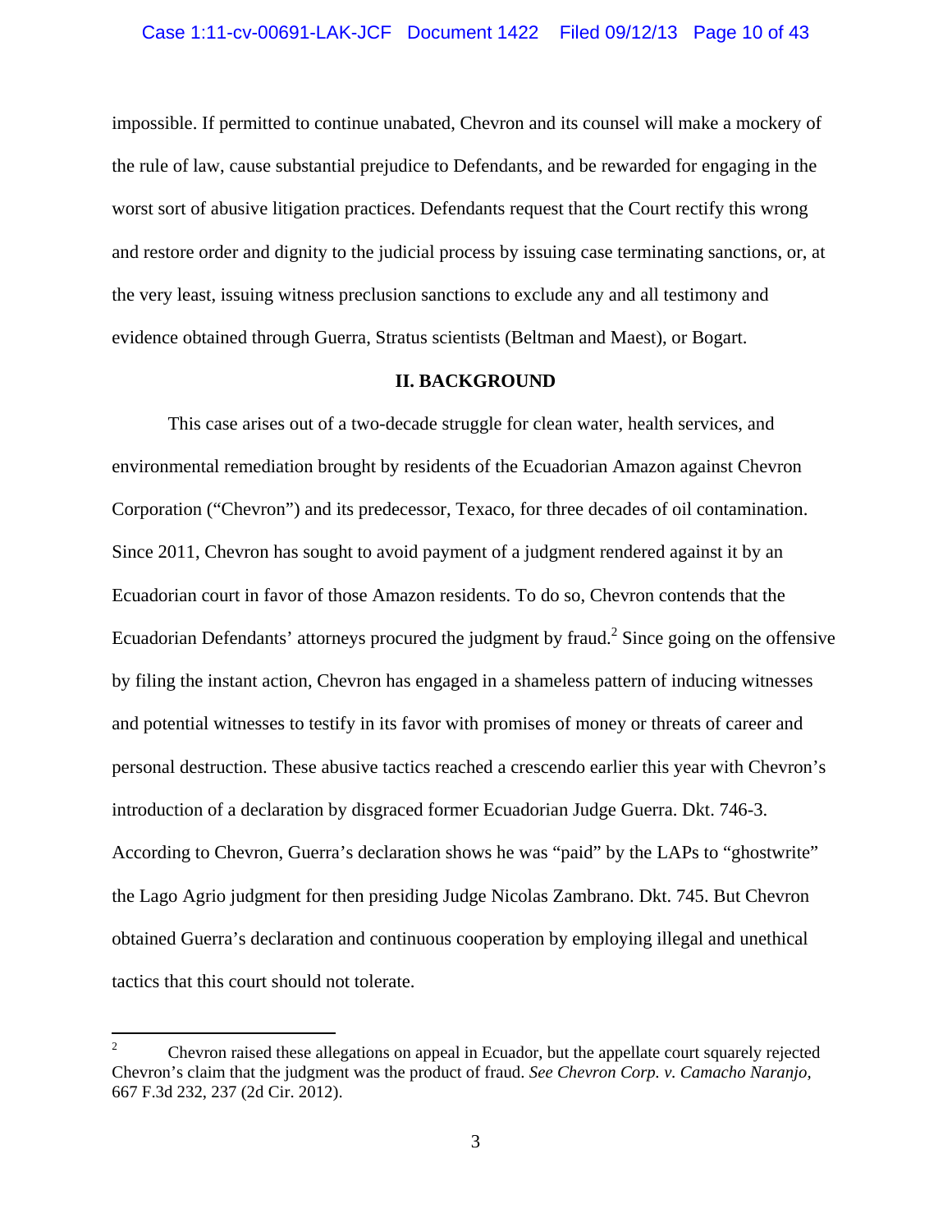impossible. If permitted to continue unabated, Chevron and its counsel will make a mockery of the rule of law, cause substantial prejudice to Defendants, and be rewarded for engaging in the worst sort of abusive litigation practices. Defendants request that the Court rectify this wrong and restore order and dignity to the judicial process by issuing case terminating sanctions, or, at the very least, issuing witness preclusion sanctions to exclude any and all testimony and evidence obtained through Guerra, Stratus scientists (Beltman and Maest), or Bogart.

## II. BACKGROUND

This case arises out of a two-decade struggle for clean water, health services, and environmental remediation brought by residents of the Ecuadorian Amazon against Chevron Corporation ("Chevron") and its predecessor, Texaco, for three decades of oil contamination. Since 2011, Chevron has sought to avoid payment of a judgment rendered against it by an Ecuadorian court in favor of those Amazon residents. To do so, Chevron contends that the Ecuadorian Defendants' attorneys procured the judgment by fraud.[2] Since going on the offensive by filing the instant action, Chevron has engaged in a shameless pattern of inducing witnesses and potential witnesses to testify in its favor with promises of money or threats of career and personal destruction. These abusive tactics reached a crescendo earlier this year with Chevron's introduction of a declaration by disgraced former Ecuadorian Judge Guerra. Dkt. 746-3. According to Chevron, Guerra's declaration shows he was "paid" by the LAPs to "ghostwrite" the Lago Agrio judgment for then presiding Judge Nicolas Zambrano. Dkt. 745. But Chevron obtained Guerra's declaration and continuous cooperation by employing illegal and unethical tactics that this court should not tolerate.

---

[2] Chevron raised these allegations on appeal in Ecuador, but the appellate court squarely rejected Chevron's claim that the judgment was the product of fraud. *See Chevron Corp. v. Camacho Naranjo*, 667 F.3d 232, 237 (2d Cir. 2012).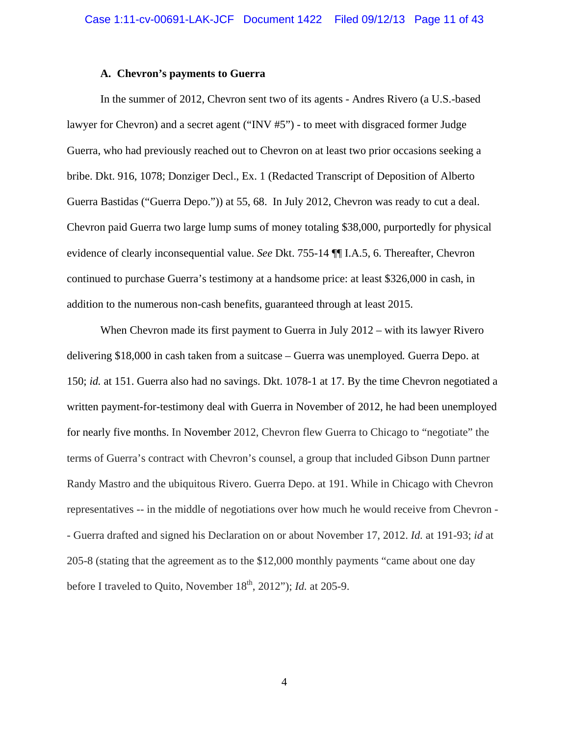### A. Chevron's payments to Guerra

In the summer of 2012, Chevron sent two of its agents - Andres Rivero (a U.S.-based lawyer for Chevron) and a secret agent ("INV #5") - to meet with disgraced former Judge Guerra, who had previously reached out to Chevron on at least two prior occasions seeking a bribe. Dkt. 916, 1078; Donziger Decl., Ex. 1 (Redacted Transcript of Deposition of Alberto Guerra Bastidas ("Guerra Depo.")) at 55, 68. In July 2012, Chevron was ready to cut a deal. Chevron paid Guerra two large lump sums of money totaling $38,000, purportedly for physical evidence of clearly inconsequential value. *See* Dkt. 755-14 ¶¶ I.A.5, 6. Thereafter, Chevron continued to purchase Guerra's testimony at a handsome price: at least $326,000 in cash, in addition to the numerous non-cash benefits, guaranteed through at least 2015.

When Chevron made its first payment to Guerra in July 2012 – with its lawyer Rivero delivering $18,000 in cash taken from a suitcase – Guerra was unemployed. Guerra Depo. at 150; *id.* at 151. Guerra also had no savings. Dkt. 1078-1 at 17. By the time Chevron negotiated a written payment-for-testimony deal with Guerra in November of 2012, he had been unemployed for nearly five months. In November 2012, Chevron flew Guerra to Chicago to "negotiate" the terms of Guerra's contract with Chevron's counsel, a group that included Gibson Dunn partner Randy Mastro and the ubiquitous Rivero. Guerra Depo. at 191. While in Chicago with Chevron representatives -- in the middle of negotiations over how much he would receive from Chevron -- Guerra drafted and signed his Declaration on or about November 17, 2012. *Id.* at 191-93; *id* at 205-8 (stating that the agreement as to the $12,000 monthly payments "came about one day before I traveled to Quito, November 18th, 2012"); *Id.* at 205-9.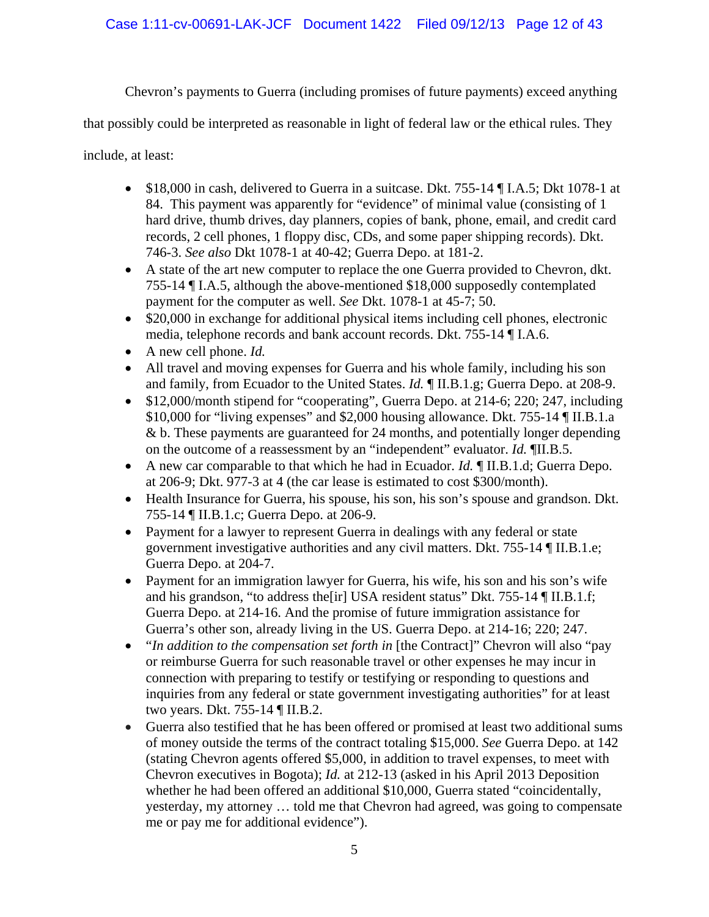Chevron's payments to Guerra (including promises of future payments) exceed anything that possibly could be interpreted as reasonable in light of federal law or the ethical rules. They include, at least:

- $18,000 in cash, delivered to Guerra in a suitcase. Dkt. 755-14 ¶ I.A.5; Dkt 1078-1 at 84. This payment was apparently for "evidence" of minimal value (consisting of 1 hard drive, thumb drives, day planners, copies of bank, phone, email, and credit card records, 2 cell phones, 1 floppy disc, CDs, and some paper shipping records). Dkt. 746-3. *See also* Dkt 1078-1 at 40-42; Guerra Depo. at 181-2.
- A state of the art new computer to replace the one Guerra provided to Chevron, dkt. 755-14 ¶ I.A.5, although the above-mentioned $18,000 supposedly contemplated payment for the computer as well. *See* Dkt. 1078-1 at 45-7; 50.
- $20,000 in exchange for additional physical items including cell phones, electronic media, telephone records and bank account records. Dkt. 755-14 ¶ I.A.6.
- A new cell phone. *Id.*
- All travel and moving expenses for Guerra and his whole family, including his son and family, from Ecuador to the United States. *Id.* ¶ II.B.1.g; Guerra Depo. at 208-9.
- $12,000/month stipend for "cooperating", Guerra Depo. at 214-6; 220; 247, including $10,000 for "living expenses" and $2,000 housing allowance. Dkt. 755-14 ¶ II.B.1.a & b. These payments are guaranteed for 24 months, and potentially longer depending on the outcome of a reassessment by an "independent" evaluator. *Id.* ¶II.B.5.
- A new car comparable to that which he had in Ecuador. *Id.* ¶ II.B.1.d; Guerra Depo. at 206-9; Dkt. 977-3 at 4 (the car lease is estimated to cost $300/month).
- Health Insurance for Guerra, his spouse, his son, his son's spouse and grandson. Dkt. 755-14 ¶ II.B.1.c; Guerra Depo. at 206-9.
- Payment for a lawyer to represent Guerra in dealings with any federal or state government investigative authorities and any civil matters. Dkt. 755-14 ¶ II.B.1.e; Guerra Depo. at 204-7.
- Payment for an immigration lawyer for Guerra, his wife, his son and his son's wife and his grandson, "to address the[ir] USA resident status" Dkt. 755-14 ¶ II.B.1.f; Guerra Depo. at 214-16. And the promise of future immigration assistance for Guerra's other son, already living in the US. Guerra Depo. at 214-16; 220; 247.
- "*In addition to the compensation set forth in* [the Contract]" Chevron will also "pay or reimburse Guerra for such reasonable travel or other expenses he may incur in connection with preparing to testify or testifying or responding to questions and inquiries from any federal or state government investigating authorities" for at least two years. Dkt. 755-14 ¶ II.B.2.
- Guerra also testified that he has been offered or promised at least two additional sums of money outside the terms of the contract totaling $15,000. *See* Guerra Depo. at 142 (stating Chevron agents offered $5,000, in addition to travel expenses, to meet with Chevron executives in Bogota); *Id.* at 212-13 (asked in his April 2013 Deposition whether he had been offered an additional $10,000, Guerra stated "coincidentally, yesterday, my attorney … told me that Chevron had agreed, was going to compensate me or pay me for additional evidence").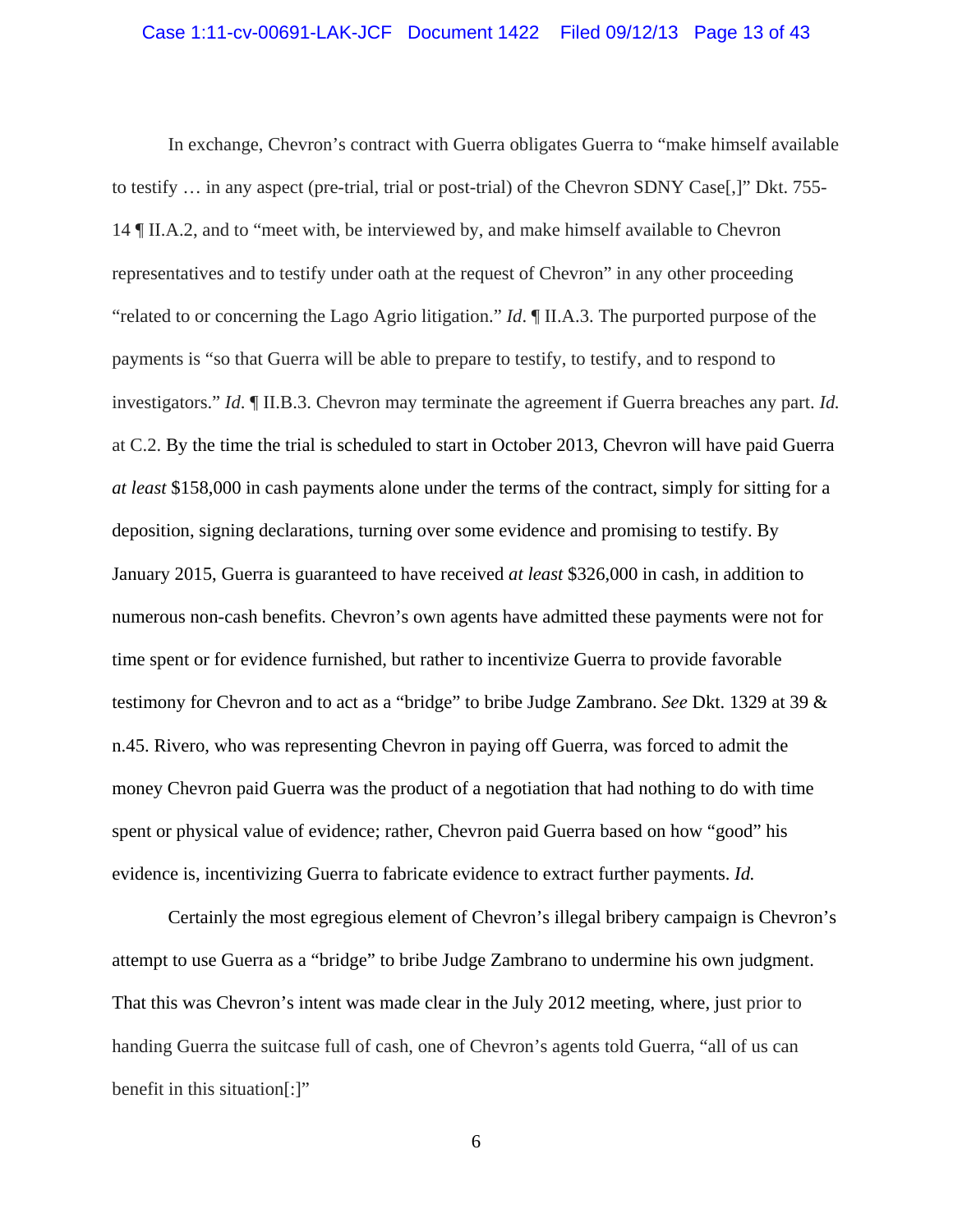In exchange, Chevron's contract with Guerra obligates Guerra to "make himself available to testify … in any aspect (pre-trial, trial or post-trial) of the Chevron SDNY Case[,]" Dkt. 755-14 ¶ II.A.2, and to "meet with, be interviewed by, and make himself available to Chevron representatives and to testify under oath at the request of Chevron" in any other proceeding "related to or concerning the Lago Agrio litigation." *Id*. ¶ II.A.3. The purported purpose of the payments is "so that Guerra will be able to prepare to testify, to testify, and to respond to investigators." *Id*. ¶ II.B.3. Chevron may terminate the agreement if Guerra breaches any part. *Id.* at C.2. By the time the trial is scheduled to start in October 2013, Chevron will have paid Guerra *at least* $158,000 in cash payments alone under the terms of the contract, simply for sitting for a deposition, signing declarations, turning over some evidence and promising to testify. By January 2015, Guerra is guaranteed to have received *at least* $326,000 in cash, in addition to numerous non-cash benefits. Chevron's own agents have admitted these payments were not for time spent or for evidence furnished, but rather to incentivize Guerra to provide favorable testimony for Chevron and to act as a "bridge" to bribe Judge Zambrano. *See* Dkt. 1329 at 39 & n.45. Rivero, who was representing Chevron in paying off Guerra, was forced to admit the money Chevron paid Guerra was the product of a negotiation that had nothing to do with time spent or physical value of evidence; rather, Chevron paid Guerra based on how "good" his evidence is, incentivizing Guerra to fabricate evidence to extract further payments. *Id.*

Certainly the most egregious element of Chevron's illegal bribery campaign is Chevron's attempt to use Guerra as a "bridge" to bribe Judge Zambrano to undermine his own judgment. That this was Chevron's intent was made clear in the July 2012 meeting, where, just prior to handing Guerra the suitcase full of cash, one of Chevron's agents told Guerra, "all of us can benefit in this situation[:]"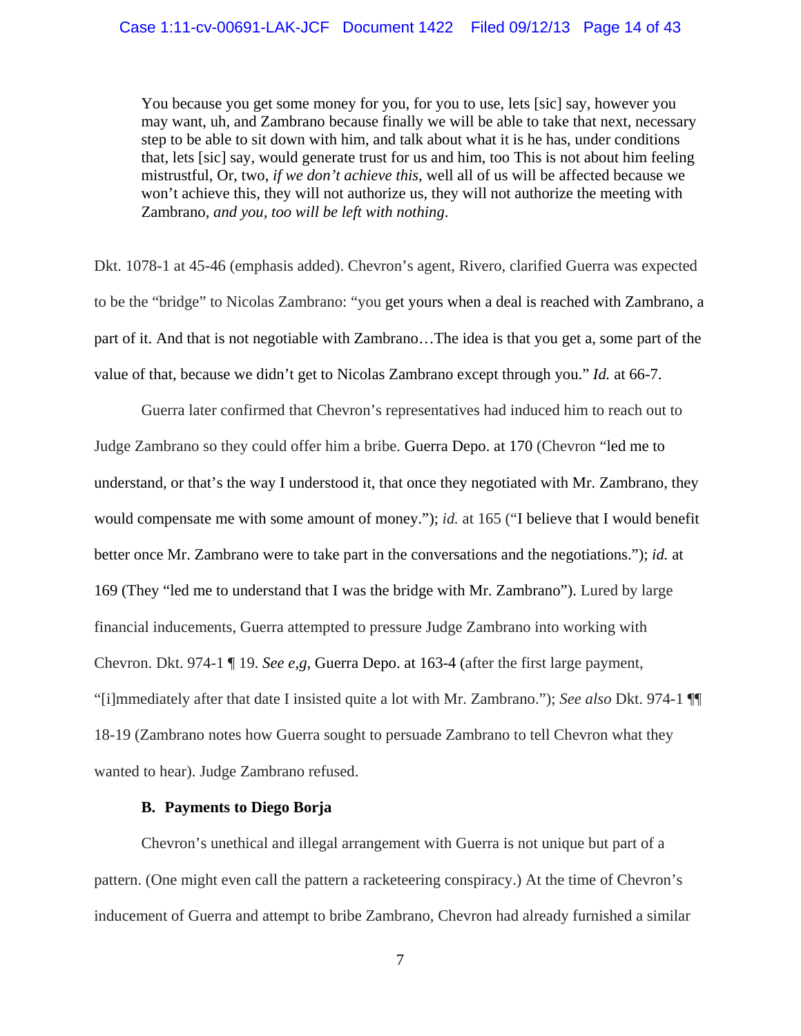> You because you get some money for you, for you to use, lets [sic] say, however you may want, uh, and Zambrano because finally we will be able to take that next, necessary step to be able to sit down with him, and talk about what it is he has, under conditions that, lets [sic] say, would generate trust for us and him, too This is not about him feeling mistrustful, Or, two, *if we don't achieve this,* well all of us will be affected because we won't achieve this, they will not authorize us, they will not authorize the meeting with Zambrano, *and you, too will be left with nothing*.

Dkt. 1078-1 at 45-46 (emphasis added). Chevron's agent, Rivero, clarified Guerra was expected to be the "bridge" to Nicolas Zambrano: "you get yours when a deal is reached with Zambrano, a part of it. And that is not negotiable with Zambrano…The idea is that you get a, some part of the value of that, because we didn't get to Nicolas Zambrano except through you." *Id.* at 66-7.

Guerra later confirmed that Chevron's representatives had induced him to reach out to Judge Zambrano so they could offer him a bribe. Guerra Depo. at 170 (Chevron "led me to understand, or that's the way I understood it, that once they negotiated with Mr. Zambrano, they would compensate me with some amount of money."); *id.* at 165 ("I believe that I would benefit better once Mr. Zambrano were to take part in the conversations and the negotiations."); *id.* at 169 (They "led me to understand that I was the bridge with Mr. Zambrano"). Lured by large financial inducements, Guerra attempted to pressure Judge Zambrano into working with Chevron. Dkt. 974-1 ¶ 19. *See e,g,* Guerra Depo. at 163-4 (after the first large payment, "[i]mmediately after that date I insisted quite a lot with Mr. Zambrano."); *See also* Dkt. 974-1 ¶¶ 18-19 (Zambrano notes how Guerra sought to persuade Zambrano to tell Chevron what they wanted to hear). Judge Zambrano refused.

### B. Payments to Diego Borja

Chevron's unethical and illegal arrangement with Guerra is not unique but part of a pattern. (One might even call the pattern a racketeering conspiracy.) At the time of Chevron's inducement of Guerra and attempt to bribe Zambrano, Chevron had already furnished a similar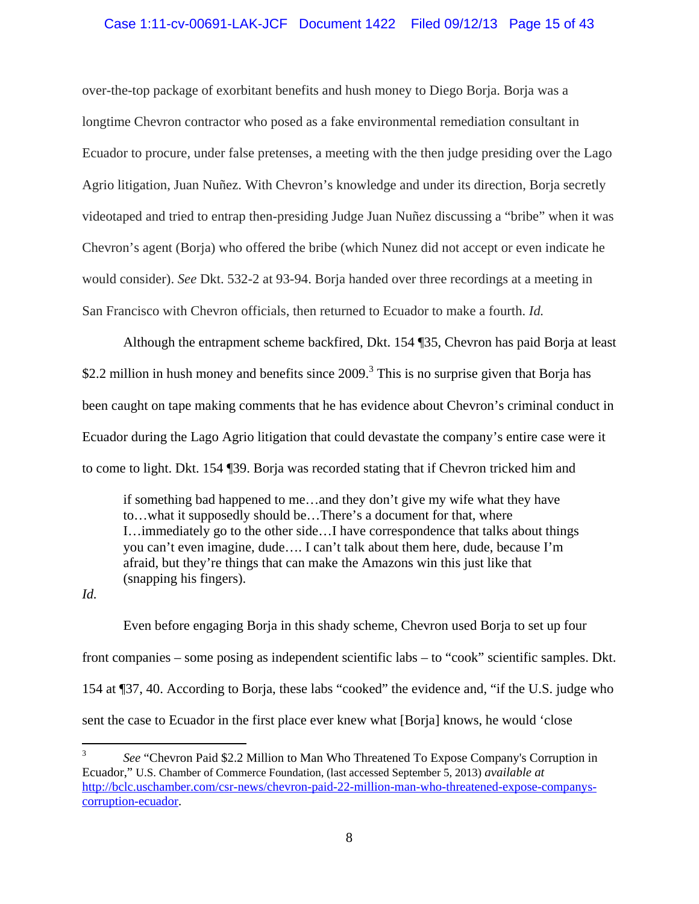over-the-top package of exorbitant benefits and hush money to Diego Borja. Borja was a longtime Chevron contractor who posed as a fake environmental remediation consultant in Ecuador to procure, under false pretenses, a meeting with the then judge presiding over the Lago Agrio litigation, Juan Nuñez. With Chevron's knowledge and under its direction, Borja secretly videotaped and tried to entrap then-presiding Judge Juan Nuñez discussing a "bribe" when it was Chevron's agent (Borja) who offered the bribe (which Nunez did not accept or even indicate he would consider). *See* Dkt. 532-2 at 93-94. Borja handed over three recordings at a meeting in San Francisco with Chevron officials, then returned to Ecuador to make a fourth. *Id.*

Although the entrapment scheme backfired, Dkt. 154 ¶35, Chevron has paid Borja at least $2.2 million in hush money and benefits since 2009.[3] This is no surprise given that Borja has been caught on tape making comments that he has evidence about Chevron's criminal conduct in Ecuador during the Lago Agrio litigation that could devastate the company's entire case were it to come to light. Dkt. 154 ¶39. Borja was recorded stating that if Chevron tricked him and

> if something bad happened to me…and they don't give my wife what they have to…what it supposedly should be…There's a document for that, where I…immediately go to the other side…I have correspondence that talks about things you can't even imagine, dude…. I can't talk about them here, dude, because I'm afraid, but they're things that can make the Amazons win this just like that (snapping his fingers).

*Id.*

Even before engaging Borja in this shady scheme, Chevron used Borja to set up four front companies – some posing as independent scientific labs – to "cook" scientific samples. Dkt. 154 at ¶37, 40. According to Borja, these labs "cooked" the evidence and, "if the U.S. judge who sent the case to Ecuador in the first place ever knew what [Borja] knows, he would 'close

---

[3] *See* "Chevron Paid $2.2 Million to Man Who Threatened To Expose Company's Corruption in Ecuador," U.S. Chamber of Commerce Foundation, (last accessed September 5, 2013) *available at* http://bclc.uschamber.com/csr-news/chevron-paid-22-million-man-who-threatened-expose-companys-corruption-ecuador.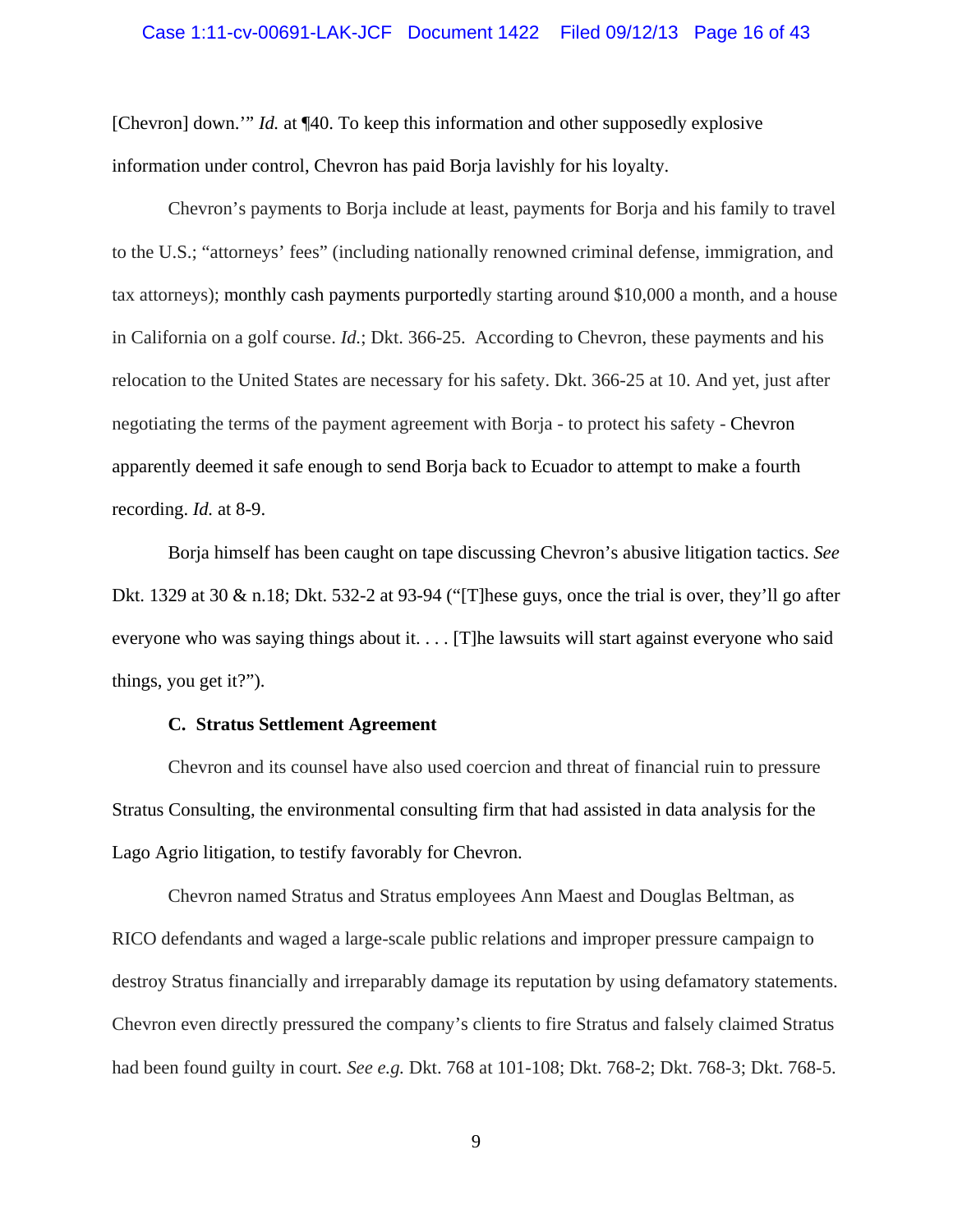[Chevron] down.'" *Id.* at ¶40. To keep this information and other supposedly explosive information under control, Chevron has paid Borja lavishly for his loyalty.

Chevron's payments to Borja include at least, payments for Borja and his family to travel to the U.S.; "attorneys' fees" (including nationally renowned criminal defense, immigration, and tax attorneys); monthly cash payments purportedly starting around $10,000 a month, and a house in California on a golf course. *Id.*; Dkt. 366-25. According to Chevron, these payments and his relocation to the United States are necessary for his safety. Dkt. 366-25 at 10. And yet, just after negotiating the terms of the payment agreement with Borja - to protect his safety - Chevron apparently deemed it safe enough to send Borja back to Ecuador to attempt to make a fourth recording. *Id.* at 8-9.

Borja himself has been caught on tape discussing Chevron's abusive litigation tactics. *See* Dkt. 1329 at 30 & n.18; Dkt. 532-2 at 93-94 ("[T]hese guys, once the trial is over, they'll go after everyone who was saying things about it. . . . [T]he lawsuits will start against everyone who said things, you get it?").

**C. Stratus Settlement Agreement**

Chevron and its counsel have also used coercion and threat of financial ruin to pressure Stratus Consulting, the environmental consulting firm that had assisted in data analysis for the Lago Agrio litigation, to testify favorably for Chevron.

Chevron named Stratus and Stratus employees Ann Maest and Douglas Beltman, as RICO defendants and waged a large-scale public relations and improper pressure campaign to destroy Stratus financially and irreparably damage its reputation by using defamatory statements. Chevron even directly pressured the company's clients to fire Stratus and falsely claimed Stratus had been found guilty in court. *See e.g.* Dkt. 768 at 101-108; Dkt. 768-2; Dkt. 768-3; Dkt. 768-5.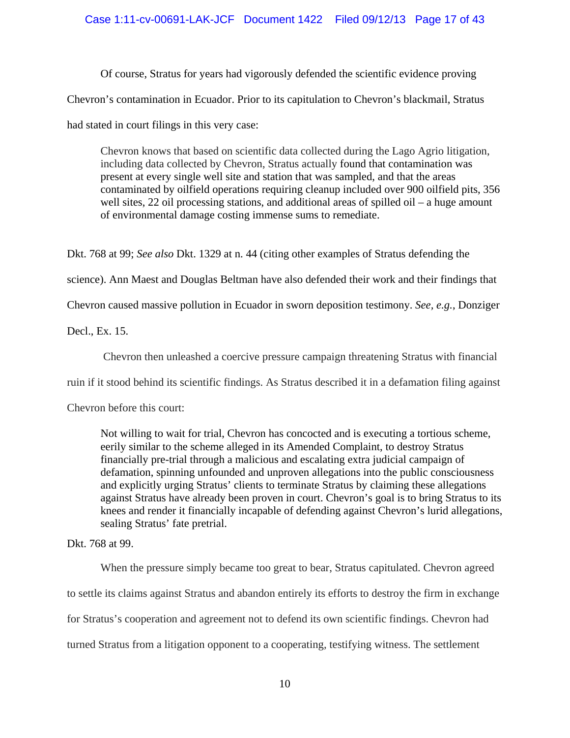Of course, Stratus for years had vigorously defended the scientific evidence proving Chevron's contamination in Ecuador. Prior to its capitulation to Chevron's blackmail, Stratus had stated in court filings in this very case:

> Chevron knows that based on scientific data collected during the Lago Agrio litigation, including data collected by Chevron, Stratus actually found that contamination was present at every single well site and station that was sampled, and that the areas contaminated by oilfield operations requiring cleanup included over 900 oilfield pits, 356 well sites, 22 oil processing stations, and additional areas of spilled oil – a huge amount of environmental damage costing immense sums to remediate.

Dkt. 768 at 99; *See also* Dkt. 1329 at n. 44 (citing other examples of Stratus defending the science). Ann Maest and Douglas Beltman have also defended their work and their findings that Chevron caused massive pollution in Ecuador in sworn deposition testimony. *See, e.g.*, Donziger Decl., Ex. 15.

Chevron then unleashed a coercive pressure campaign threatening Stratus with financial ruin if it stood behind its scientific findings. As Stratus described it in a defamation filing against Chevron before this court:

> Not willing to wait for trial, Chevron has concocted and is executing a tortious scheme, eerily similar to the scheme alleged in its Amended Complaint, to destroy Stratus financially pre-trial through a malicious and escalating extra judicial campaign of defamation, spinning unfounded and unproven allegations into the public consciousness and explicitly urging Stratus' clients to terminate Stratus by claiming these allegations against Stratus have already been proven in court. Chevron's goal is to bring Stratus to its knees and render it financially incapable of defending against Chevron's lurid allegations, sealing Stratus' fate pretrial.

Dkt. 768 at 99.

When the pressure simply became too great to bear, Stratus capitulated. Chevron agreed to settle its claims against Stratus and abandon entirely its efforts to destroy the firm in exchange for Stratus's cooperation and agreement not to defend its own scientific findings. Chevron had turned Stratus from a litigation opponent to a cooperating, testifying witness. The settlement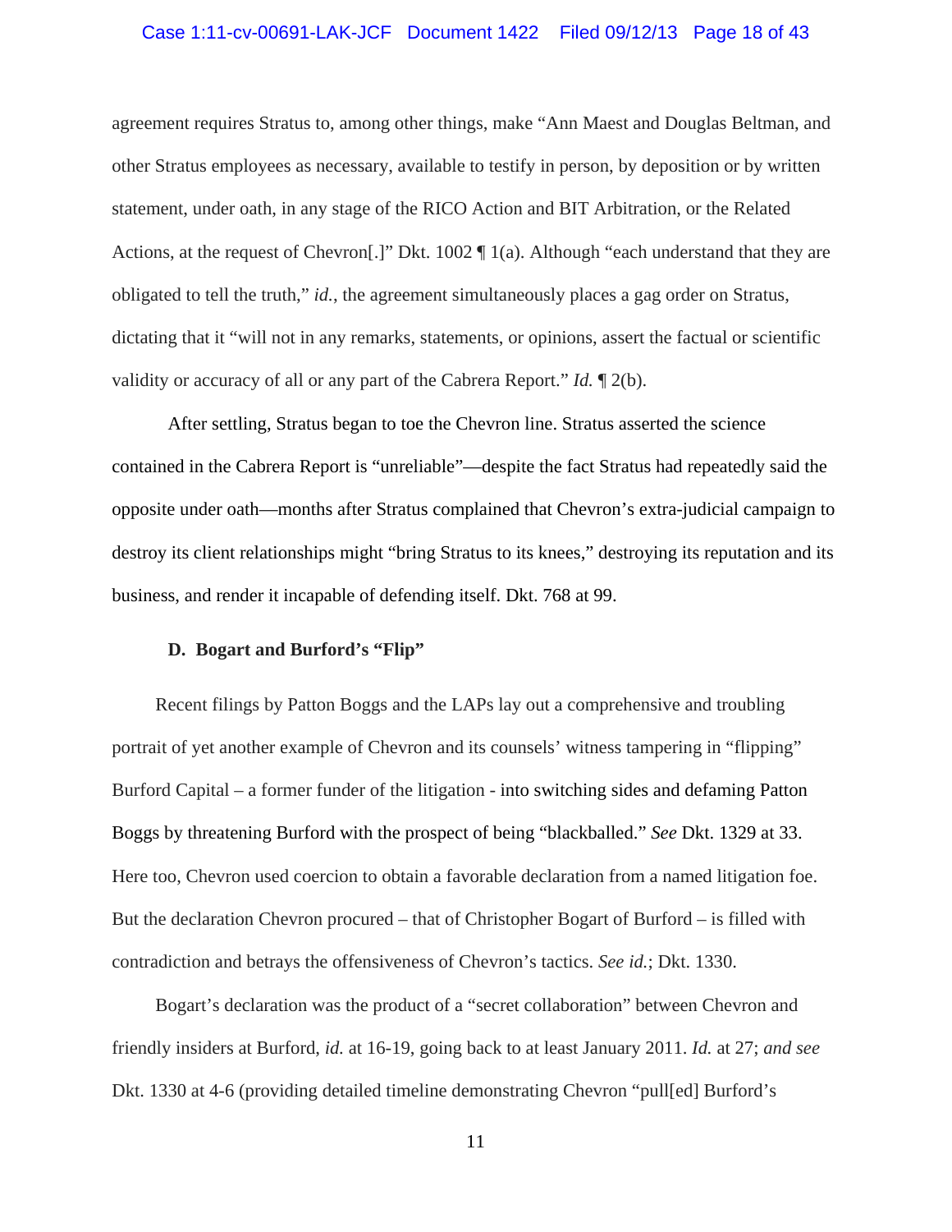agreement requires Stratus to, among other things, make "Ann Maest and Douglas Beltman, and other Stratus employees as necessary, available to testify in person, by deposition or by written statement, under oath, in any stage of the RICO Action and BIT Arbitration, or the Related Actions, at the request of Chevron[.]" Dkt. 1002 ¶ 1(a). Although "each understand that they are obligated to tell the truth," *id.*, the agreement simultaneously places a gag order on Stratus, dictating that it "will not in any remarks, statements, or opinions, assert the factual or scientific validity or accuracy of all or any part of the Cabrera Report." *Id.* ¶ 2(b).

After settling, Stratus began to toe the Chevron line. Stratus asserted the science contained in the Cabrera Report is "unreliable"—despite the fact Stratus had repeatedly said the opposite under oath—months after Stratus complained that Chevron's extra-judicial campaign to destroy its client relationships might "bring Stratus to its knees," destroying its reputation and its business, and render it incapable of defending itself. Dkt. 768 at 99.

### D. Bogart and Burford's "Flip"

Recent filings by Patton Boggs and the LAPs lay out a comprehensive and troubling portrait of yet another example of Chevron and its counsels' witness tampering in "flipping" Burford Capital – a former funder of the litigation - into switching sides and defaming Patton Boggs by threatening Burford with the prospect of being "blackballed." *See* Dkt. 1329 at 33. Here too, Chevron used coercion to obtain a favorable declaration from a named litigation foe. But the declaration Chevron procured – that of Christopher Bogart of Burford – is filled with contradiction and betrays the offensiveness of Chevron's tactics. *See id.*; Dkt. 1330.

Bogart's declaration was the product of a "secret collaboration" between Chevron and friendly insiders at Burford, *id.* at 16-19, going back to at least January 2011. *Id.* at 27; *and see* Dkt. 1330 at 4-6 (providing detailed timeline demonstrating Chevron "pull[ed] Burford's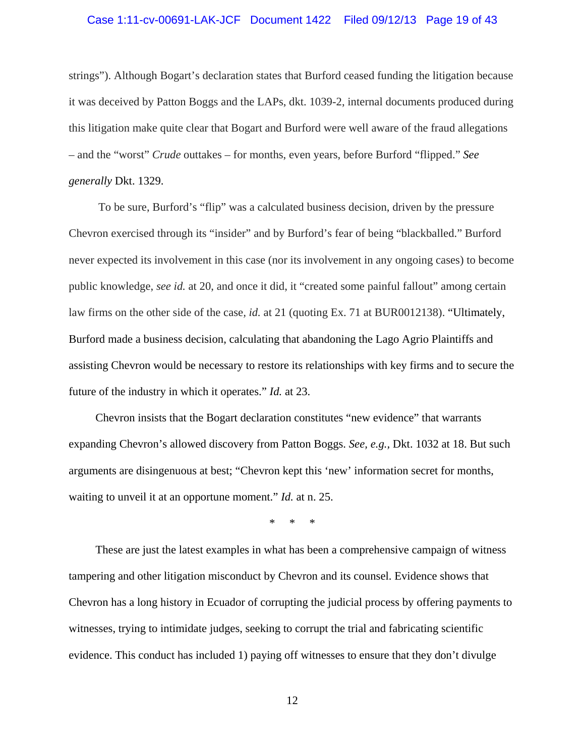strings"). Although Bogart's declaration states that Burford ceased funding the litigation because it was deceived by Patton Boggs and the LAPs, dkt. 1039-2, internal documents produced during this litigation make quite clear that Bogart and Burford were well aware of the fraud allegations – and the "worst" *Crude* outtakes – for months, even years, before Burford "flipped." *See generally* Dkt. 1329.

To be sure, Burford's "flip" was a calculated business decision, driven by the pressure Chevron exercised through its "insider" and by Burford's fear of being "blackballed." Burford never expected its involvement in this case (nor its involvement in any ongoing cases) to become public knowledge, *see id.* at 20, and once it did, it "created some painful fallout" among certain law firms on the other side of the case, *id.* at 21 (quoting Ex. 71 at BUR0012138). "Ultimately, Burford made a business decision, calculating that abandoning the Lago Agrio Plaintiffs and assisting Chevron would be necessary to restore its relationships with key firms and to secure the future of the industry in which it operates." *Id.* at 23.

Chevron insists that the Bogart declaration constitutes "new evidence" that warrants expanding Chevron's allowed discovery from Patton Boggs. *See, e.g.*, Dkt. 1032 at 18. But such arguments are disingenuous at best; "Chevron kept this 'new' information secret for months, waiting to unveil it at an opportune moment." *Id.* at n. 25.

\* \* \*

These are just the latest examples in what has been a comprehensive campaign of witness tampering and other litigation misconduct by Chevron and its counsel. Evidence shows that Chevron has a long history in Ecuador of corrupting the judicial process by offering payments to witnesses, trying to intimidate judges, seeking to corrupt the trial and fabricating scientific evidence. This conduct has included 1) paying off witnesses to ensure that they don't divulge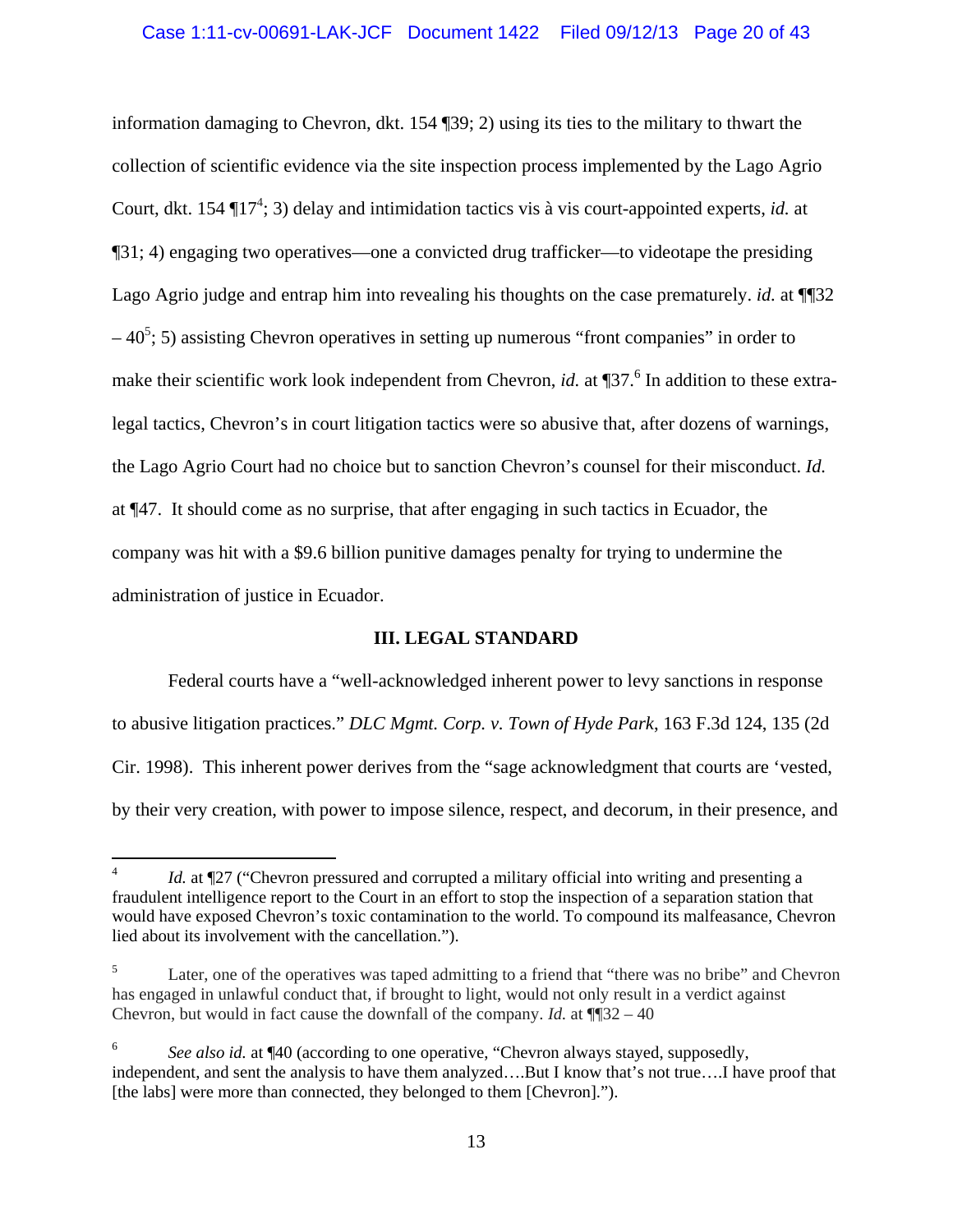information damaging to Chevron, dkt. 154 ¶39; 2) using its ties to the military to thwart the collection of scientific evidence via the site inspection process implemented by the Lago Agrio Court, dkt. 154 ¶17[4]; 3) delay and intimidation tactics vis à vis court-appointed experts, *id.* at ¶31; 4) engaging two operatives—one a convicted drug trafficker—to videotape the presiding Lago Agrio judge and entrap him into revealing his thoughts on the case prematurely. *id.* at ¶¶32 – 40[5]; 5) assisting Chevron operatives in setting up numerous "front companies" in order to make their scientific work look independent from Chevron, *id.* at ¶37.[6] In addition to these extra-legal tactics, Chevron's in court litigation tactics were so abusive that, after dozens of warnings, the Lago Agrio Court had no choice but to sanction Chevron's counsel for their misconduct. *Id.* at ¶47. It should come as no surprise, that after engaging in such tactics in Ecuador, the company was hit with a $9.6 billion punitive damages penalty for trying to undermine the administration of justice in Ecuador.

## III. LEGAL STANDARD

Federal courts have a "well-acknowledged inherent power to levy sanctions in response to abusive litigation practices." *DLC Mgmt. Corp. v. Town of Hyde Park*, 163 F.3d 124, 135 (2d Cir. 1998). This inherent power derives from the "sage acknowledgment that courts are 'vested, by their very creation, with power to impose silence, respect, and decorum, in their presence, and

---

[4] *Id.* at ¶27 ("Chevron pressured and corrupted a military official into writing and presenting a fraudulent intelligence report to the Court in an effort to stop the inspection of a separation station that would have exposed Chevron's toxic contamination to the world. To compound its malfeasance, Chevron lied about its involvement with the cancellation.").

[5] Later, one of the operatives was taped admitting to a friend that "there was no bribe" and Chevron has engaged in unlawful conduct that, if brought to light, would not only result in a verdict against Chevron, but would in fact cause the downfall of the company. *Id.* at ¶¶32 – 40

[6] *See also id.* at ¶40 (according to one operative, "Chevron always stayed, supposedly, independent, and sent the analysis to have them analyzed….But I know that's not true….I have proof that [the labs] were more than connected, they belonged to them [Chevron].").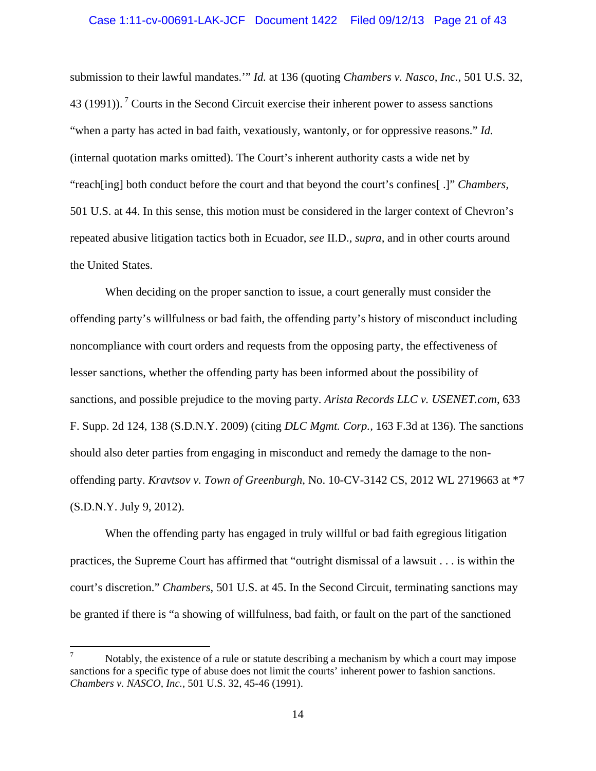submission to their lawful mandates.'" *Id.* at 136 (quoting *Chambers v. Nasco, Inc.*, 501 U.S. 32, 43 (1991)).[7] Courts in the Second Circuit exercise their inherent power to assess sanctions "when a party has acted in bad faith, vexatiously, wantonly, or for oppressive reasons." *Id.* (internal quotation marks omitted). The Court's inherent authority casts a wide net by "reach[ing] both conduct before the court and that beyond the court's confines[ .]" *Chambers*, 501 U.S. at 44. In this sense, this motion must be considered in the larger context of Chevron's repeated abusive litigation tactics both in Ecuador, *see* II.D., *supra*, and in other courts around the United States.

When deciding on the proper sanction to issue, a court generally must consider the offending party's willfulness or bad faith, the offending party's history of misconduct including noncompliance with court orders and requests from the opposing party, the effectiveness of lesser sanctions, whether the offending party has been informed about the possibility of sanctions, and possible prejudice to the moving party. *Arista Records LLC v. USENET.com*, 633 F. Supp. 2d 124, 138 (S.D.N.Y. 2009) (citing *DLC Mgmt. Corp.*, 163 F.3d at 136). The sanctions should also deter parties from engaging in misconduct and remedy the damage to the non-offending party. *Kravtsov v. Town of Greenburgh*, No. 10-CV-3142 CS, 2012 WL 2719663 at *7 (S.D.N.Y. July 9, 2012).

When the offending party has engaged in truly willful or bad faith egregious litigation practices, the Supreme Court has affirmed that "outright dismissal of a lawsuit . . . is within the court's discretion." *Chambers*, 501 U.S. at 45. In the Second Circuit, terminating sanctions may be granted if there is "a showing of willfulness, bad faith, or fault on the part of the sanctioned

---

[7] Notably, the existence of a rule or statute describing a mechanism by which a court may impose sanctions for a specific type of abuse does not limit the courts' inherent power to fashion sanctions. *Chambers v. NASCO, Inc.*, 501 U.S. 32, 45-46 (1991).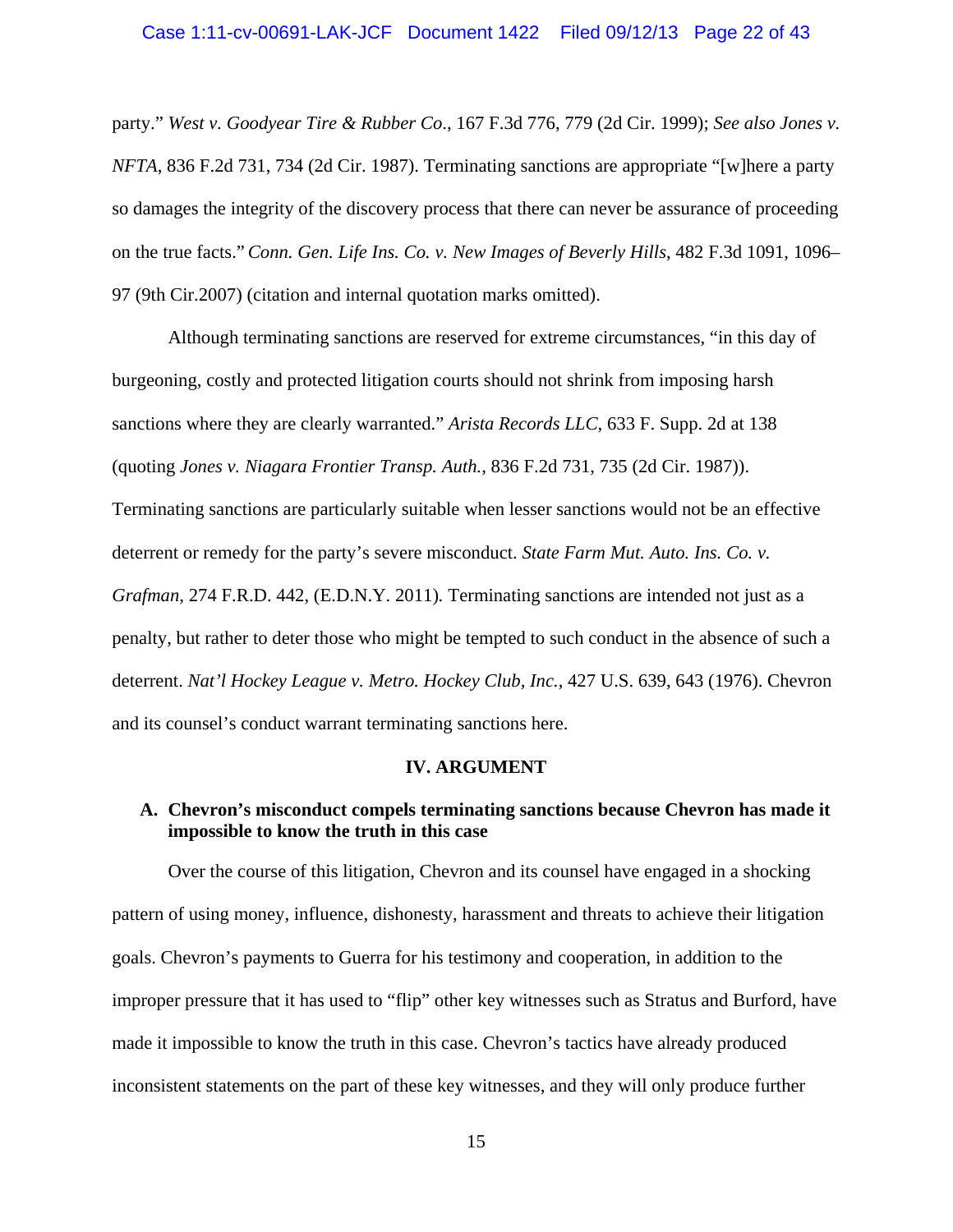party." *West v. Goodyear Tire & Rubber Co*., 167 F.3d 776, 779 (2d Cir. 1999); *See also Jones v. NFTA*, 836 F.2d 731, 734 (2d Cir. 1987). Terminating sanctions are appropriate "[w]here a party so damages the integrity of the discovery process that there can never be assurance of proceeding on the true facts." *Conn. Gen. Life Ins. Co. v. New Images of Beverly Hills*, 482 F.3d 1091, 1096–97 (9th Cir.2007) (citation and internal quotation marks omitted).

Although terminating sanctions are reserved for extreme circumstances, "in this day of burgeoning, costly and protected litigation courts should not shrink from imposing harsh sanctions where they are clearly warranted." *Arista Records LLC*, 633 F. Supp. 2d at 138 (quoting *Jones v. Niagara Frontier Transp. Auth.*, 836 F.2d 731, 735 (2d Cir. 1987)). Terminating sanctions are particularly suitable when lesser sanctions would not be an effective deterrent or remedy for the party's severe misconduct. *State Farm Mut. Auto. Ins. Co. v. Grafman*, 274 F.R.D. 442, (E.D.N.Y. 2011). Terminating sanctions are intended not just as a penalty, but rather to deter those who might be tempted to such conduct in the absence of such a deterrent. *Nat'l Hockey League v. Metro. Hockey Club, Inc.*, 427 U.S. 639, 643 (1976). Chevron and its counsel's conduct warrant terminating sanctions here.

## IV. ARGUMENT

### A. Chevron's misconduct compels terminating sanctions because Chevron has made it impossible to know the truth in this case

Over the course of this litigation, Chevron and its counsel have engaged in a shocking pattern of using money, influence, dishonesty, harassment and threats to achieve their litigation goals. Chevron's payments to Guerra for his testimony and cooperation, in addition to the improper pressure that it has used to "flip" other key witnesses such as Stratus and Burford, have made it impossible to know the truth in this case. Chevron's tactics have already produced inconsistent statements on the part of these key witnesses, and they will only produce further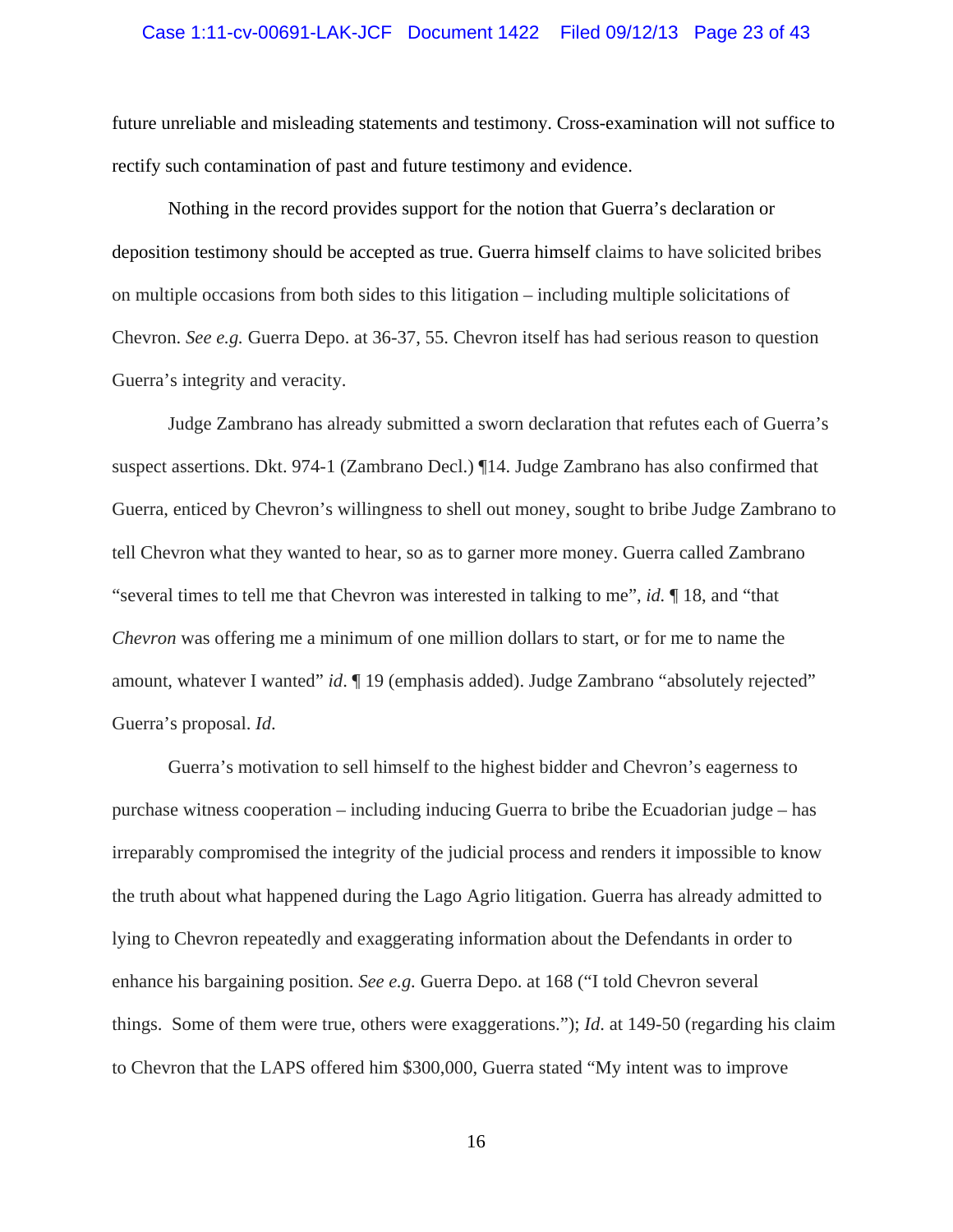future unreliable and misleading statements and testimony. Cross-examination will not suffice to rectify such contamination of past and future testimony and evidence.

Nothing in the record provides support for the notion that Guerra's declaration or deposition testimony should be accepted as true. Guerra himself claims to have solicited bribes on multiple occasions from both sides to this litigation – including multiple solicitations of Chevron. *See e.g.* Guerra Depo. at 36-37, 55. Chevron itself has had serious reason to question Guerra's integrity and veracity.

Judge Zambrano has already submitted a sworn declaration that refutes each of Guerra's suspect assertions. Dkt. 974-1 (Zambrano Decl.) ¶14. Judge Zambrano has also confirmed that Guerra, enticed by Chevron's willingness to shell out money, sought to bribe Judge Zambrano to tell Chevron what they wanted to hear, so as to garner more money. Guerra called Zambrano "several times to tell me that Chevron was interested in talking to me", *id.* ¶ 18, and "that *Chevron* was offering me a minimum of one million dollars to start, or for me to name the amount, whatever I wanted" *id*. ¶ 19 (emphasis added). Judge Zambrano "absolutely rejected" Guerra's proposal. *Id.*

Guerra's motivation to sell himself to the highest bidder and Chevron's eagerness to purchase witness cooperation – including inducing Guerra to bribe the Ecuadorian judge – has irreparably compromised the integrity of the judicial process and renders it impossible to know the truth about what happened during the Lago Agrio litigation. Guerra has already admitted to lying to Chevron repeatedly and exaggerating information about the Defendants in order to enhance his bargaining position. *See e.g.* Guerra Depo. at 168 ("I told Chevron several things. Some of them were true, others were exaggerations."); *Id.* at 149-50 (regarding his claim to Chevron that the LAPS offered him $300,000, Guerra stated "My intent was to improve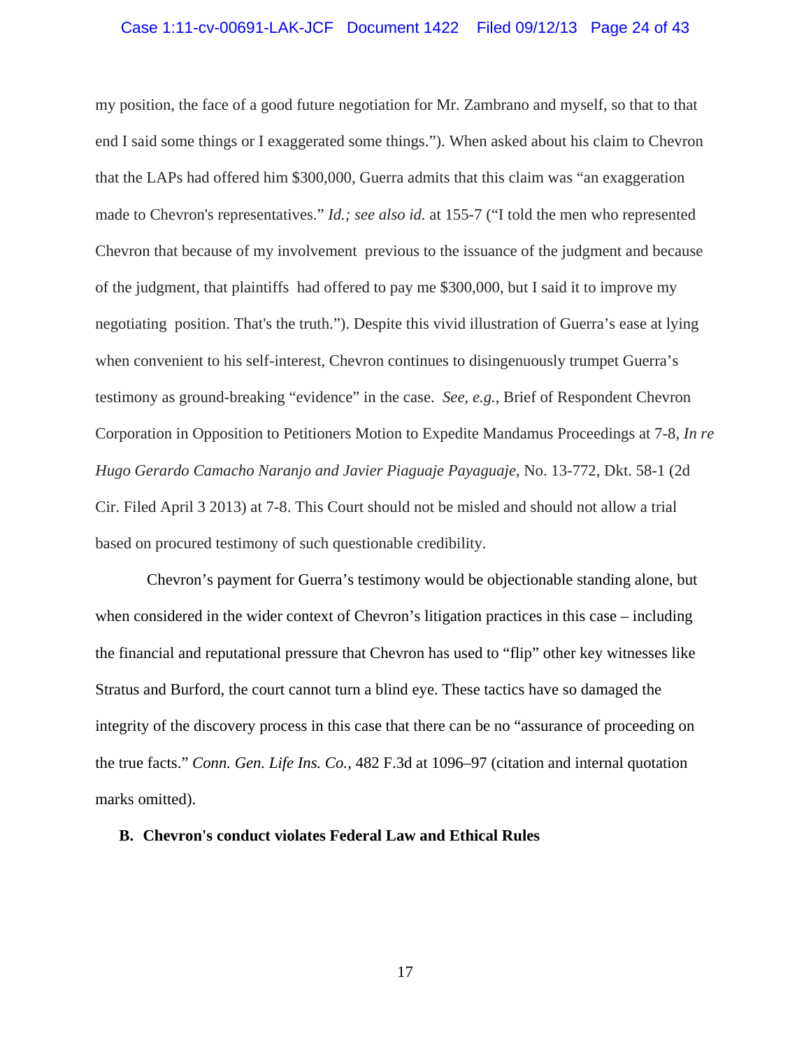my position, the face of a good future negotiation for Mr. Zambrano and myself, so that to that end I said some things or I exaggerated some things."). When asked about his claim to Chevron that the LAPs had offered him $300,000, Guerra admits that this claim was "an exaggeration made to Chevron's representatives." *Id.; see also id.* at 155-7 ("I told the men who represented Chevron that because of my involvement previous to the issuance of the judgment and because of the judgment, that plaintiffs had offered to pay me $300,000, but I said it to improve my negotiating position. That's the truth."). Despite this vivid illustration of Guerra's ease at lying when convenient to his self-interest, Chevron continues to disingenuously trumpet Guerra's testimony as ground-breaking "evidence" in the case. *See, e.g.*, Brief of Respondent Chevron Corporation in Opposition to Petitioners Motion to Expedite Mandamus Proceedings at 7-8, *In re Hugo Gerardo Camacho Naranjo and Javier Piaguaje Payaguaje*, No. 13-772, Dkt. 58-1 (2d Cir. Filed April 3 2013) at 7-8. This Court should not be misled and should not allow a trial based on procured testimony of such questionable credibility.

Chevron's payment for Guerra's testimony would be objectionable standing alone, but when considered in the wider context of Chevron's litigation practices in this case – including the financial and reputational pressure that Chevron has used to "flip" other key witnesses like Stratus and Burford, the court cannot turn a blind eye. These tactics have so damaged the integrity of the discovery process in this case that there can be no "assurance of proceeding on the true facts." *Conn. Gen. Life Ins. Co.*, 482 F.3d at 1096–97 (citation and internal quotation marks omitted).

### B. Chevron's conduct violates Federal Law and Ethical Rules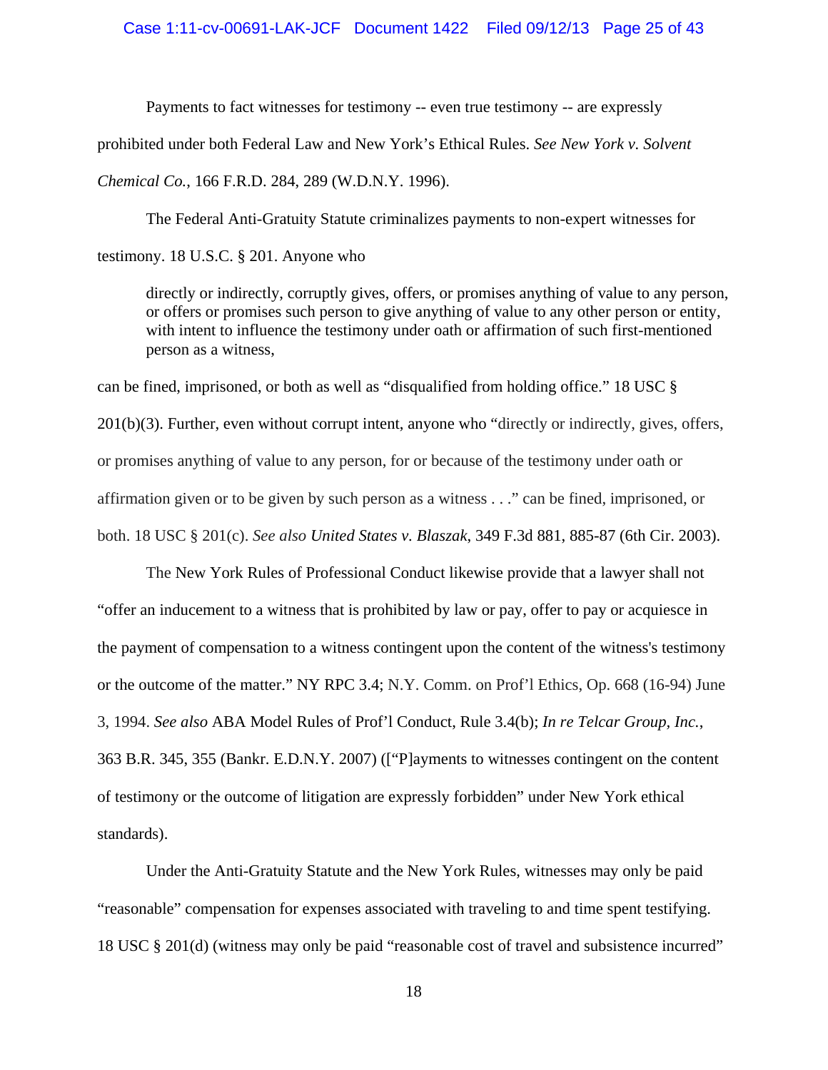Payments to fact witnesses for testimony -- even true testimony -- are expressly prohibited under both Federal Law and New York's Ethical Rules. *See New York v. Solvent Chemical Co.*, 166 F.R.D. 284, 289 (W.D.N.Y. 1996).

The Federal Anti-Gratuity Statute criminalizes payments to non-expert witnesses for testimony. 18 U.S.C. § 201. Anyone who

> directly or indirectly, corruptly gives, offers, or promises anything of value to any person, or offers or promises such person to give anything of value to any other person or entity, with intent to influence the testimony under oath or affirmation of such first-mentioned person as a witness,

can be fined, imprisoned, or both as well as "disqualified from holding office." 18 USC § 201(b)(3). Further, even without corrupt intent, anyone who "directly or indirectly, gives, offers, or promises anything of value to any person, for or because of the testimony under oath or affirmation given or to be given by such person as a witness . . ." can be fined, imprisoned, or both. 18 USC § 201(c). *See also United States v. Blaszak*, 349 F.3d 881, 885-87 (6th Cir. 2003).

The New York Rules of Professional Conduct likewise provide that a lawyer shall not "offer an inducement to a witness that is prohibited by law or pay, offer to pay or acquiesce in the payment of compensation to a witness contingent upon the content of the witness's testimony or the outcome of the matter." NY RPC 3.4; N.Y. Comm. on Prof'l Ethics, Op. 668 (16-94) June 3, 1994. *See also* ABA Model Rules of Prof'l Conduct, Rule 3.4(b); *In re Telcar Group, Inc.*, 363 B.R. 345, 355 (Bankr. E.D.N.Y. 2007) (["P]ayments to witnesses contingent on the content of testimony or the outcome of litigation are expressly forbidden" under New York ethical standards).

Under the Anti-Gratuity Statute and the New York Rules, witnesses may only be paid "reasonable" compensation for expenses associated with traveling to and time spent testifying. 18 USC § 201(d) (witness may only be paid "reasonable cost of travel and subsistence incurred"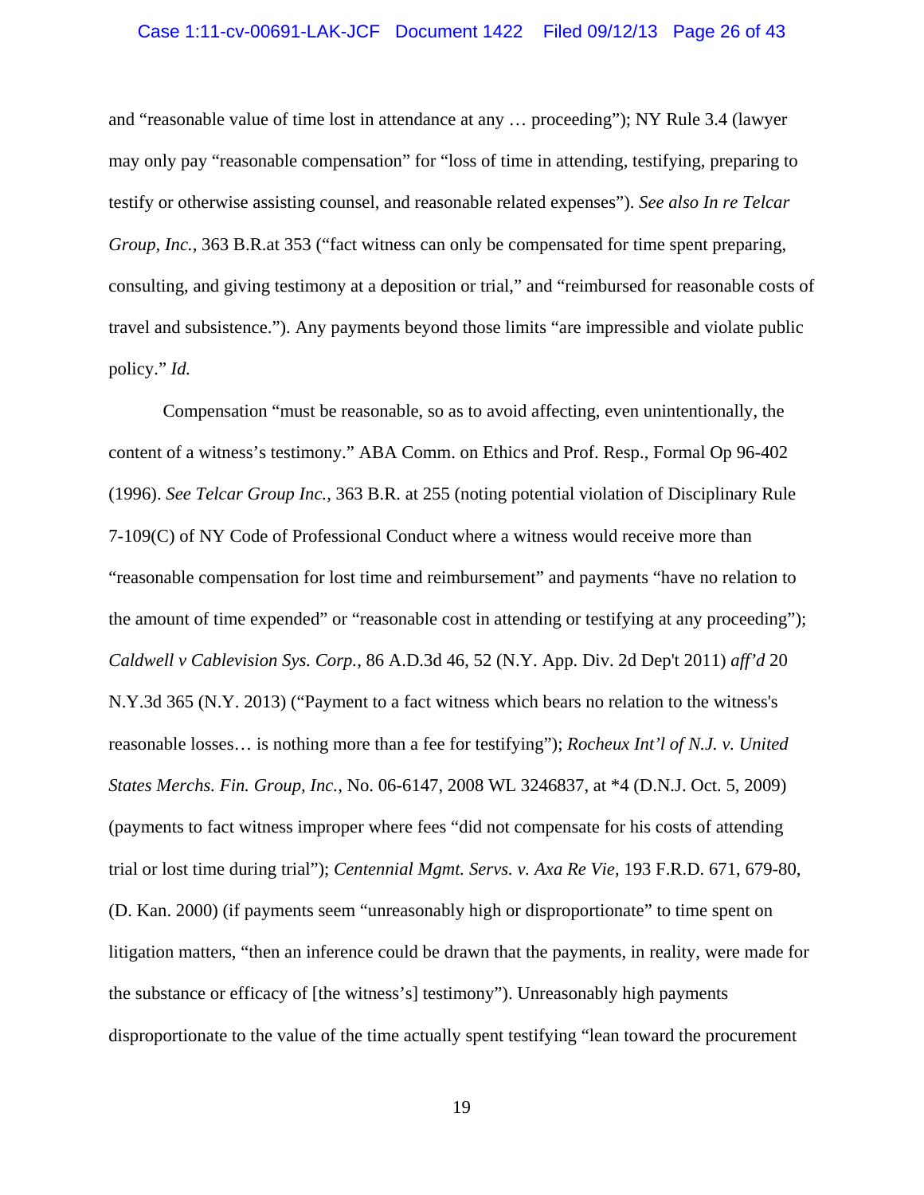and "reasonable value of time lost in attendance at any … proceeding"); NY Rule 3.4 (lawyer may only pay "reasonable compensation" for "loss of time in attending, testifying, preparing to testify or otherwise assisting counsel, and reasonable related expenses"). *See also In re Telcar Group, Inc.*, 363 B.R.at 353 ("fact witness can only be compensated for time spent preparing, consulting, and giving testimony at a deposition or trial," and "reimbursed for reasonable costs of travel and subsistence."). Any payments beyond those limits "are impressible and violate public policy." *Id.*

Compensation "must be reasonable, so as to avoid affecting, even unintentionally, the content of a witness's testimony." ABA Comm. on Ethics and Prof. Resp., Formal Op 96-402 (1996). *See Telcar Group Inc.*, 363 B.R. at 255 (noting potential violation of Disciplinary Rule 7-109(C) of NY Code of Professional Conduct where a witness would receive more than "reasonable compensation for lost time and reimbursement" and payments "have no relation to the amount of time expended" or "reasonable cost in attending or testifying at any proceeding"); *Caldwell v Cablevision Sys. Corp.*, 86 A.D.3d 46, 52 (N.Y. App. Div. 2d Dep't 2011) *aff'd* 20 N.Y.3d 365 (N.Y. 2013) ("Payment to a fact witness which bears no relation to the witness's reasonable losses… is nothing more than a fee for testifying"); *Rocheux Int'l of N.J. v. United States Merchs. Fin. Group, Inc.*, No. 06-6147, 2008 WL 3246837, at *4 (D.N.J. Oct. 5, 2009) (payments to fact witness improper where fees "did not compensate for his costs of attending trial or lost time during trial"); *Centennial Mgmt. Servs. v. Axa Re Vie*, 193 F.R.D. 671, 679-80, (D. Kan. 2000) (if payments seem "unreasonably high or disproportionate" to time spent on litigation matters, "then an inference could be drawn that the payments, in reality, were made for the substance or efficacy of [the witness's] testimony"). Unreasonably high payments disproportionate to the value of the time actually spent testifying "lean toward the procurement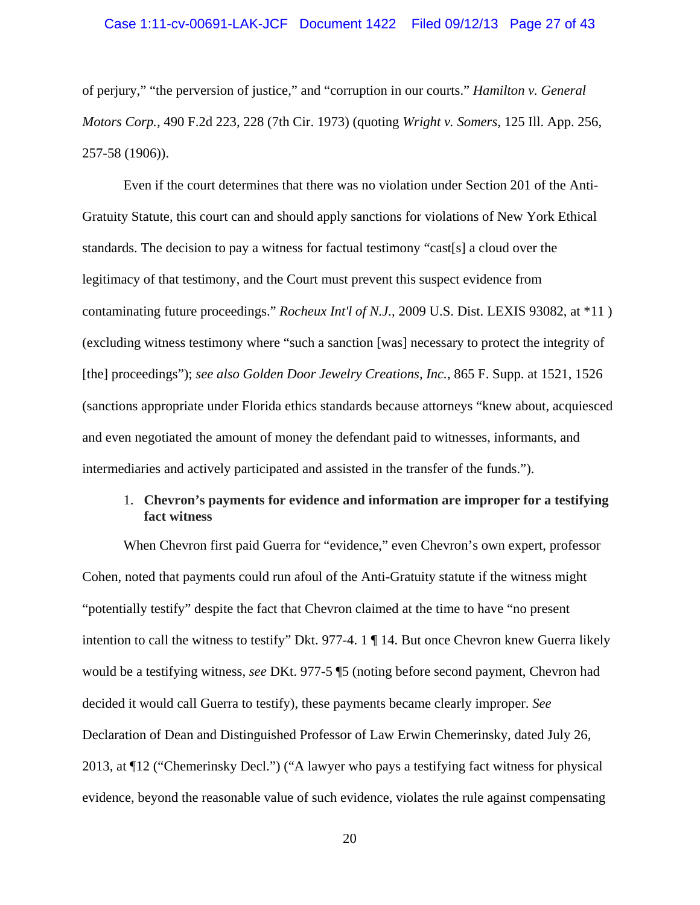of perjury," "the perversion of justice," and "corruption in our courts." *Hamilton v. General Motors Corp.*, 490 F.2d 223, 228 (7th Cir. 1973) (quoting *Wright v. Somers*, 125 Ill. App. 256, 257-58 (1906)).

Even if the court determines that there was no violation under Section 201 of the Anti-Gratuity Statute, this court can and should apply sanctions for violations of New York Ethical standards. The decision to pay a witness for factual testimony "cast[s] a cloud over the legitimacy of that testimony, and the Court must prevent this suspect evidence from contaminating future proceedings." *Rocheux Int'l of N.J.*, 2009 U.S. Dist. LEXIS 93082, at *11 ) (excluding witness testimony where "such a sanction [was] necessary to protect the integrity of [the] proceedings"); *see also Golden Door Jewelry Creations, Inc.*, 865 F. Supp. at 1521, 1526 (sanctions appropriate under Florida ethics standards because attorneys "knew about, acquiesced and even negotiated the amount of money the defendant paid to witnesses, informants, and intermediaries and actively participated and assisted in the transfer of the funds.").

1. **Chevron's payments for evidence and information are improper for a testifying fact witness**

When Chevron first paid Guerra for "evidence," even Chevron's own expert, professor Cohen, noted that payments could run afoul of the Anti-Gratuity statute if the witness might "potentially testify" despite the fact that Chevron claimed at the time to have "no present intention to call the witness to testify" Dkt. 977-4. 1 ¶ 14. But once Chevron knew Guerra likely would be a testifying witness, *see* DKt. 977-5 ¶5 (noting before second payment, Chevron had decided it would call Guerra to testify), these payments became clearly improper. *See* Declaration of Dean and Distinguished Professor of Law Erwin Chemerinsky, dated July 26, 2013, at ¶12 ("Chemerinsky Decl.") ("A lawyer who pays a testifying fact witness for physical evidence, beyond the reasonable value of such evidence, violates the rule against compensating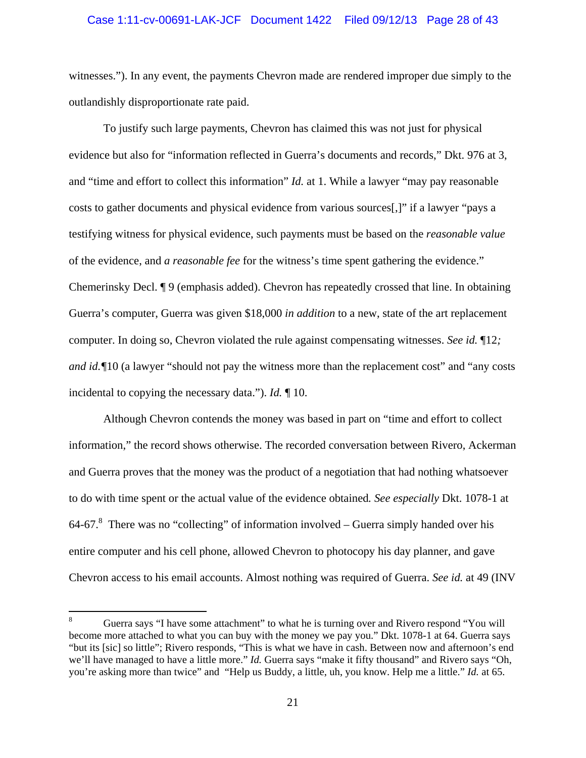witnesses."). In any event, the payments Chevron made are rendered improper due simply to the outlandishly disproportionate rate paid.

To justify such large payments, Chevron has claimed this was not just for physical evidence but also for "information reflected in Guerra's documents and records," Dkt. 976 at 3, and "time and effort to collect this information" *Id.* at 1. While a lawyer "may pay reasonable costs to gather documents and physical evidence from various sources[,]" if a lawyer "pays a testifying witness for physical evidence, such payments must be based on the *reasonable value* of the evidence, and *a reasonable fee* for the witness's time spent gathering the evidence." Chemerinsky Decl. ¶ 9 (emphasis added). Chevron has repeatedly crossed that line. In obtaining Guerra's computer, Guerra was given $18,000 *in addition* to a new, state of the art replacement computer. In doing so, Chevron violated the rule against compensating witnesses. *See id.* ¶12*; and id.*¶10 (a lawyer "should not pay the witness more than the replacement cost" and "any costs incidental to copying the necessary data."). *Id.* ¶ 10.

Although Chevron contends the money was based in part on "time and effort to collect information," the record shows otherwise. The recorded conversation between Rivero, Ackerman and Guerra proves that the money was the product of a negotiation that had nothing whatsoever to do with time spent or the actual value of the evidence obtained*. See especially* Dkt. 1078-1 at 64-67.[8] There was no "collecting" of information involved – Guerra simply handed over his entire computer and his cell phone, allowed Chevron to photocopy his day planner, and gave Chevron access to his email accounts. Almost nothing was required of Guerra. *See id.* at 49 (INV

[8] Guerra says "I have some attachment" to what he is turning over and Rivero respond "You will become more attached to what you can buy with the money we pay you." Dkt. 1078-1 at 64. Guerra says "but its [sic] so little"; Rivero responds, "This is what we have in cash. Between now and afternoon's end we'll have managed to have a little more." *Id.* Guerra says "make it fifty thousand" and Rivero says "Oh, you're asking more than twice" and "Help us Buddy, a little, uh, you know. Help me a little." *Id.* at 65.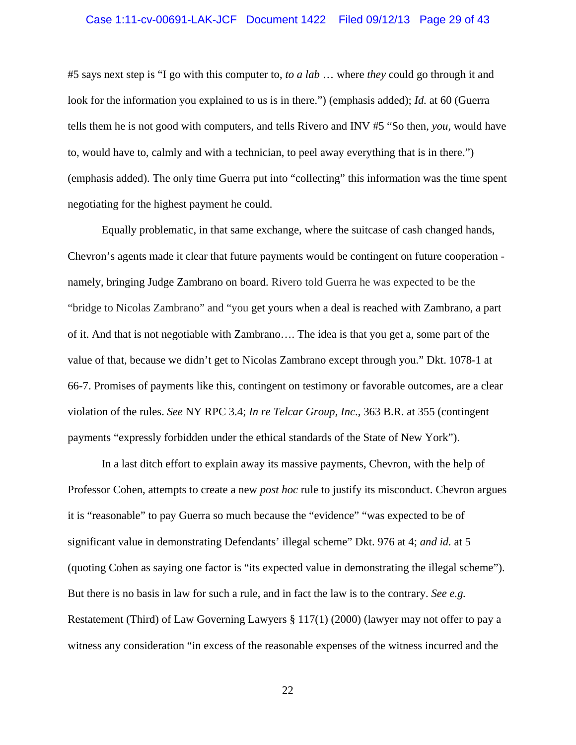#5 says next step is "I go with this computer to, *to a lab* … where *they* could go through it and look for the information you explained to us is in there.") (emphasis added); *Id.* at 60 (Guerra tells them he is not good with computers, and tells Rivero and INV #5 "So then, *you,* would have to, would have to, calmly and with a technician, to peel away everything that is in there.") (emphasis added). The only time Guerra put into "collecting" this information was the time spent negotiating for the highest payment he could.

Equally problematic, in that same exchange, where the suitcase of cash changed hands, Chevron's agents made it clear that future payments would be contingent on future cooperation - namely, bringing Judge Zambrano on board. Rivero told Guerra he was expected to be the "bridge to Nicolas Zambrano" and "you get yours when a deal is reached with Zambrano, a part of it. And that is not negotiable with Zambrano…. The idea is that you get a, some part of the value of that, because we didn't get to Nicolas Zambrano except through you." Dkt. 1078-1 at 66-7. Promises of payments like this, contingent on testimony or favorable outcomes, are a clear violation of the rules. *See* NY RPC 3.4; *In re Telcar Group, Inc*., 363 B.R. at 355 (contingent payments "expressly forbidden under the ethical standards of the State of New York").

In a last ditch effort to explain away its massive payments, Chevron, with the help of Professor Cohen, attempts to create a new *post hoc* rule to justify its misconduct. Chevron argues it is "reasonable" to pay Guerra so much because the "evidence" "was expected to be of significant value in demonstrating Defendants' illegal scheme" Dkt. 976 at 4; *and id.* at 5 (quoting Cohen as saying one factor is "its expected value in demonstrating the illegal scheme"). But there is no basis in law for such a rule, and in fact the law is to the contrary. *See e.g.* Restatement (Third) of Law Governing Lawyers § 117(1) (2000) (lawyer may not offer to pay a witness any consideration "in excess of the reasonable expenses of the witness incurred and the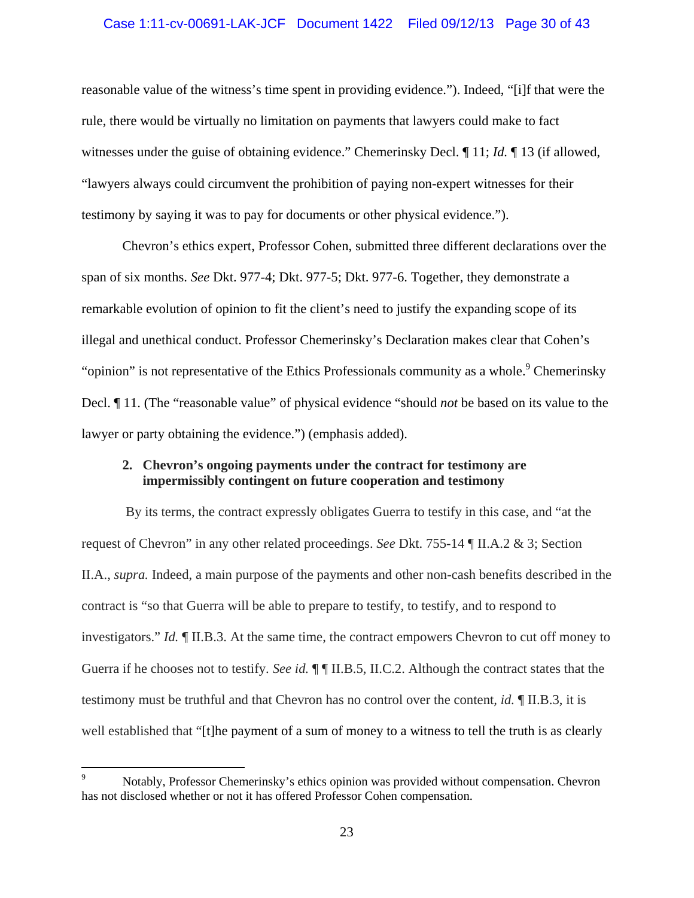reasonable value of the witness's time spent in providing evidence."). Indeed, "[i]f that were the rule, there would be virtually no limitation on payments that lawyers could make to fact witnesses under the guise of obtaining evidence." Chemerinsky Decl. ¶ 11; *Id.* ¶ 13 (if allowed, "lawyers always could circumvent the prohibition of paying non-expert witnesses for their testimony by saying it was to pay for documents or other physical evidence.").

Chevron's ethics expert, Professor Cohen, submitted three different declarations over the span of six months. *See* Dkt. 977-4; Dkt. 977-5; Dkt. 977-6. Together, they demonstrate a remarkable evolution of opinion to fit the client's need to justify the expanding scope of its illegal and unethical conduct. Professor Chemerinsky's Declaration makes clear that Cohen's "opinion" is not representative of the Ethics Professionals community as a whole.[9] Chemerinsky Decl. ¶ 11. (The "reasonable value" of physical evidence "should *not* be based on its value to the lawyer or party obtaining the evidence.") (emphasis added).

**2. Chevron's ongoing payments under the contract for testimony are impermissibly contingent on future cooperation and testimony**

By its terms, the contract expressly obligates Guerra to testify in this case, and "at the request of Chevron" in any other related proceedings. *See* Dkt. 755-14 ¶ II.A.2 & 3; Section II.A., *supra.* Indeed, a main purpose of the payments and other non-cash benefits described in the contract is "so that Guerra will be able to prepare to testify, to testify, and to respond to investigators." *Id.* ¶ II.B.3. At the same time, the contract empowers Chevron to cut off money to Guerra if he chooses not to testify. *See id.* ¶ ¶ II.B.5, II.C.2. Although the contract states that the testimony must be truthful and that Chevron has no control over the content, *id.* ¶ II.B.3, it is well established that "[t]he payment of a sum of money to a witness to tell the truth is as clearly

[9] Notably, Professor Chemerinsky's ethics opinion was provided without compensation. Chevron has not disclosed whether or not it has offered Professor Cohen compensation.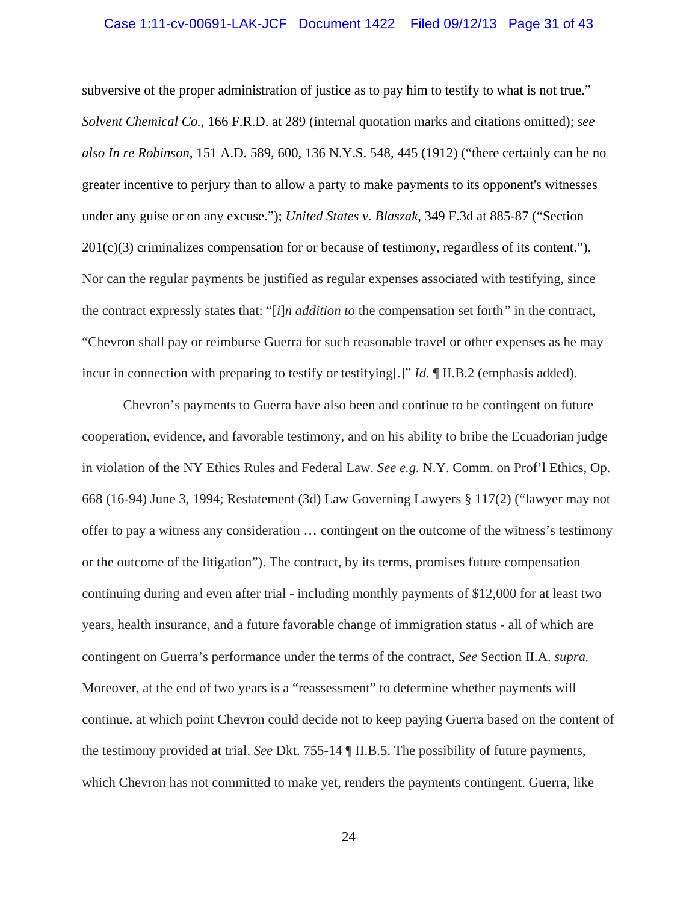subversive of the proper administration of justice as to pay him to testify to what is not true." *Solvent Chemical Co.*, 166 F.R.D. at 289 (internal quotation marks and citations omitted); *see also In re Robinson*, 151 A.D. 589, 600, 136 N.Y.S. 548, 445 (1912) ("there certainly can be no greater incentive to perjury than to allow a party to make payments to its opponent's witnesses under any guise or on any excuse."); *United States v. Blaszak*, 349 F.3d at 885-87 ("Section 201(c)(3) criminalizes compensation for or because of testimony, regardless of its content."). Nor can the regular payments be justified as regular expenses associated with testifying, since the contract expressly states that: "[*i*]*n addition to* the compensation set forth*"* in the contract, "Chevron shall pay or reimburse Guerra for such reasonable travel or other expenses as he may incur in connection with preparing to testify or testifying[.]" *Id.* ¶ II.B.2 (emphasis added).

Chevron's payments to Guerra have also been and continue to be contingent on future cooperation, evidence, and favorable testimony, and on his ability to bribe the Ecuadorian judge in violation of the NY Ethics Rules and Federal Law. *See e.g.* N.Y. Comm. on Prof'l Ethics, Op. 668 (16-94) June 3, 1994; Restatement (3d) Law Governing Lawyers § 117(2) ("lawyer may not offer to pay a witness any consideration … contingent on the outcome of the witness's testimony or the outcome of the litigation"). The contract, by its terms, promises future compensation continuing during and even after trial - including monthly payments of $12,000 for at least two years, health insurance, and a future favorable change of immigration status - all of which are contingent on Guerra's performance under the terms of the contract, *See* Section II.A. *supra.* Moreover, at the end of two years is a "reassessment" to determine whether payments will continue, at which point Chevron could decide not to keep paying Guerra based on the content of the testimony provided at trial. *See* Dkt. 755-14 ¶ II.B.5. The possibility of future payments, which Chevron has not committed to make yet, renders the payments contingent. Guerra, like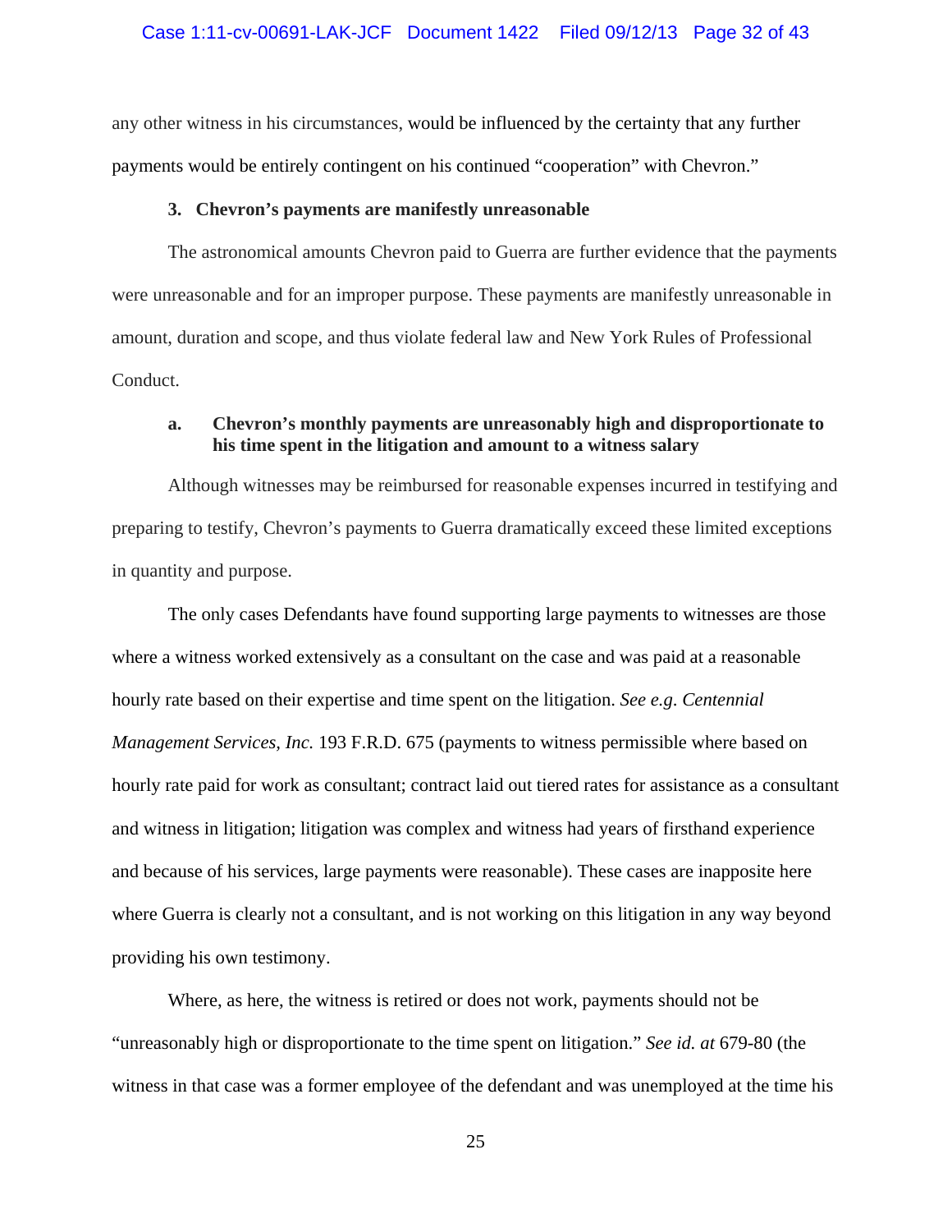any other witness in his circumstances, would be influenced by the certainty that any further payments would be entirely contingent on his continued “cooperation” with Chevron.”

### 3. Chevron’s payments are manifestly unreasonable

The astronomical amounts Chevron paid to Guerra are further evidence that the payments were unreasonable and for an improper purpose. These payments are manifestly unreasonable in amount, duration and scope, and thus violate federal law and New York Rules of Professional Conduct.

#### a. Chevron’s monthly payments are unreasonably high and disproportionate to his time spent in the litigation and amount to a witness salary

Although witnesses may be reimbursed for reasonable expenses incurred in testifying and preparing to testify, Chevron’s payments to Guerra dramatically exceed these limited exceptions in quantity and purpose.

The only cases Defendants have found supporting large payments to witnesses are those where a witness worked extensively as a consultant on the case and was paid at a reasonable hourly rate based on their expertise and time spent on the litigation. *See e.g. Centennial Management Services, Inc.* 193 F.R.D. 675 (payments to witness permissible where based on hourly rate paid for work as consultant; contract laid out tiered rates for assistance as a consultant and witness in litigation; litigation was complex and witness had years of firsthand experience and because of his services, large payments were reasonable). These cases are inapposite here where Guerra is clearly not a consultant, and is not working on this litigation in any way beyond providing his own testimony.

Where, as here, the witness is retired or does not work, payments should not be “unreasonably high or disproportionate to the time spent on litigation.” *See id. at* 679-80 (the witness in that case was a former employee of the defendant and was unemployed at the time his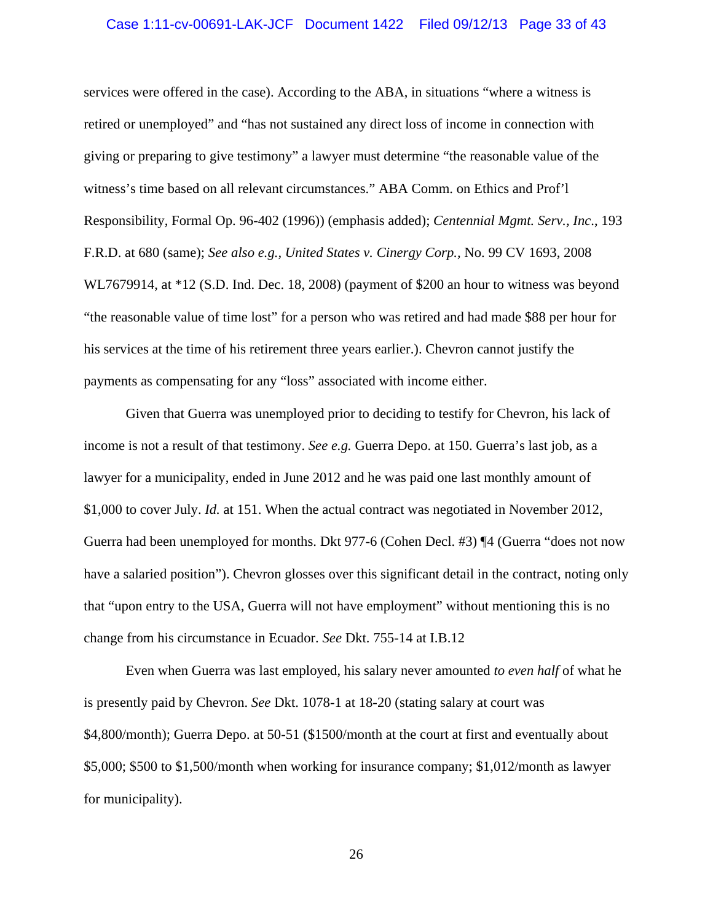services were offered in the case). According to the ABA, in situations "where a witness is retired or unemployed" and "has not sustained any direct loss of income in connection with giving or preparing to give testimony" a lawyer must determine "the reasonable value of the witness's time based on all relevant circumstances." ABA Comm. on Ethics and Prof'l Responsibility, Formal Op. 96-402 (1996)) (emphasis added); *Centennial Mgmt. Serv., Inc.*, 193 F.R.D. at 680 (same); *See also e.g., United States v. Cinergy Corp.,* No. 99 CV 1693, 2008 WL7679914, at *12 (S.D. Ind. Dec. 18, 2008) (payment of $200 an hour to witness was beyond "the reasonable value of time lost" for a person who was retired and had made $88 per hour for his services at the time of his retirement three years earlier.). Chevron cannot justify the payments as compensating for any "loss" associated with income either.

Given that Guerra was unemployed prior to deciding to testify for Chevron, his lack of income is not a result of that testimony. *See e.g.* Guerra Depo. at 150. Guerra's last job, as a lawyer for a municipality, ended in June 2012 and he was paid one last monthly amount of $1,000 to cover July. *Id.* at 151. When the actual contract was negotiated in November 2012, Guerra had been unemployed for months. Dkt 977-6 (Cohen Decl. #3) ¶4 (Guerra "does not now have a salaried position"). Chevron glosses over this significant detail in the contract, noting only that "upon entry to the USA, Guerra will not have employment" without mentioning this is no change from his circumstance in Ecuador. *See* Dkt. 755-14 at I.B.12

Even when Guerra was last employed, his salary never amounted *to even half* of what he is presently paid by Chevron. *See* Dkt. 1078-1 at 18-20 (stating salary at court was $4,800/month); Guerra Depo. at 50-51 ($1500/month at the court at first and eventually about $5,000; $500 to $1,500/month when working for insurance company; $1,012/month as lawyer for municipality).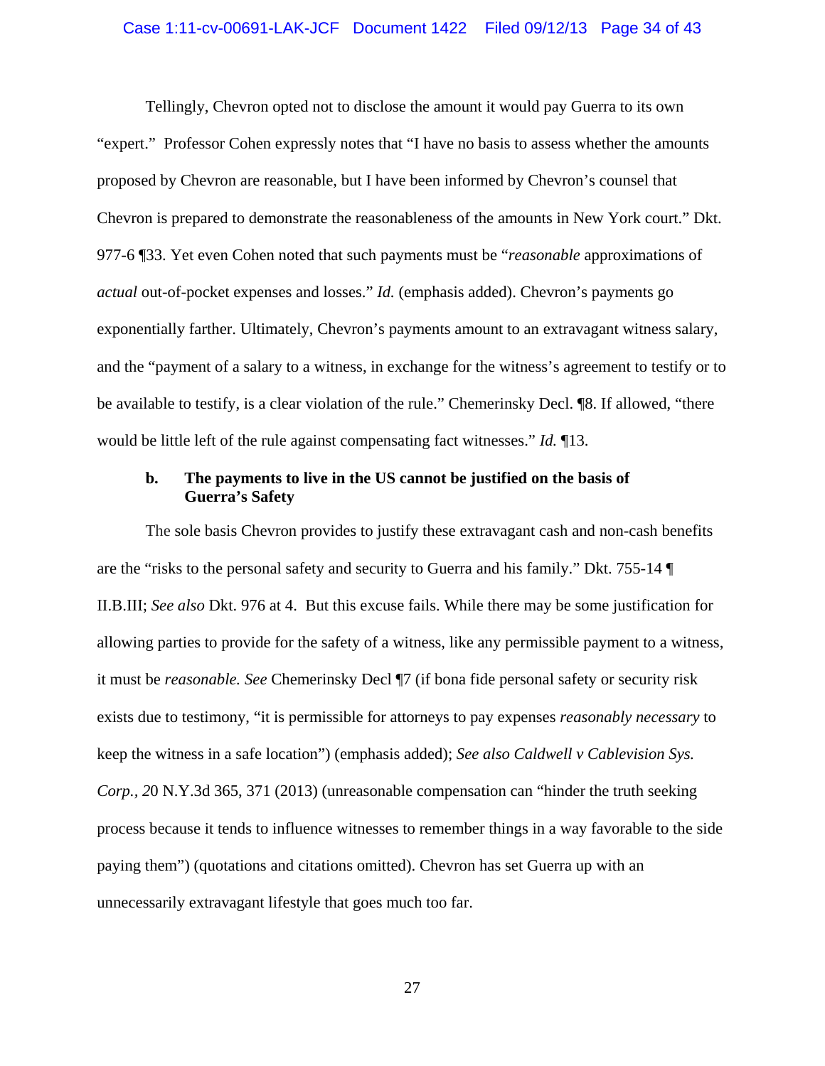Tellingly, Chevron opted not to disclose the amount it would pay Guerra to its own "expert." Professor Cohen expressly notes that "I have no basis to assess whether the amounts proposed by Chevron are reasonable, but I have been informed by Chevron's counsel that Chevron is prepared to demonstrate the reasonableness of the amounts in New York court." Dkt. 977-6 ¶33. Yet even Cohen noted that such payments must be "*reasonable* approximations of *actual* out-of-pocket expenses and losses." *Id.* (emphasis added). Chevron's payments go exponentially farther. Ultimately, Chevron's payments amount to an extravagant witness salary, and the "payment of a salary to a witness, in exchange for the witness's agreement to testify or to be available to testify, is a clear violation of the rule." Chemerinsky Decl. ¶8. If allowed, "there would be little left of the rule against compensating fact witnesses." *Id.* ¶13.

### b. The payments to live in the US cannot be justified on the basis of Guerra's Safety

The sole basis Chevron provides to justify these extravagant cash and non-cash benefits are the "risks to the personal safety and security to Guerra and his family." Dkt. 755-14 ¶ II.B.III; *See also* Dkt. 976 at 4. But this excuse fails. While there may be some justification for allowing parties to provide for the safety of a witness, like any permissible payment to a witness, it must be *reasonable. See* Chemerinsky Decl ¶7 (if bona fide personal safety or security risk exists due to testimony, "it is permissible for attorneys to pay expenses *reasonably necessary* to keep the witness in a safe location") (emphasis added); *See also Caldwell v Cablevision Sys. Corp., 2*0 N.Y.3d 365, 371 (2013) (unreasonable compensation can "hinder the truth seeking process because it tends to influence witnesses to remember things in a way favorable to the side paying them") (quotations and citations omitted). Chevron has set Guerra up with an unnecessarily extravagant lifestyle that goes much too far.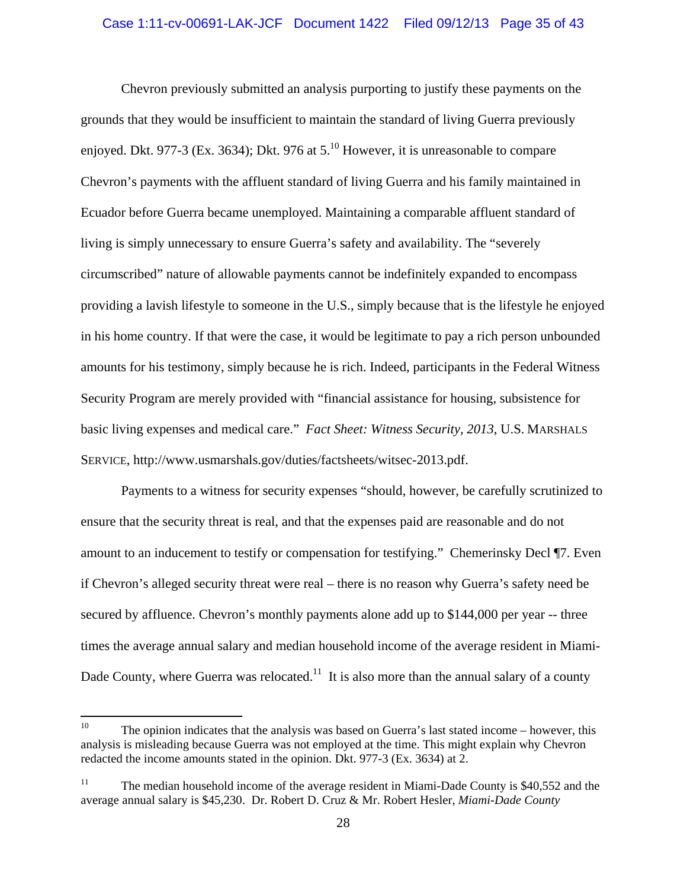Chevron previously submitted an analysis purporting to justify these payments on the grounds that they would be insufficient to maintain the standard of living Guerra previously enjoyed. Dkt. 977-3 (Ex. 3634); Dkt. 976 at 5.[10] However, it is unreasonable to compare Chevron's payments with the affluent standard of living Guerra and his family maintained in Ecuador before Guerra became unemployed. Maintaining a comparable affluent standard of living is simply unnecessary to ensure Guerra's safety and availability. The "severely circumscribed" nature of allowable payments cannot be indefinitely expanded to encompass providing a lavish lifestyle to someone in the U.S., simply because that is the lifestyle he enjoyed in his home country. If that were the case, it would be legitimate to pay a rich person unbounded amounts for his testimony, simply because he is rich. Indeed, participants in the Federal Witness Security Program are merely provided with "financial assistance for housing, subsistence for basic living expenses and medical care." *Fact Sheet: Witness Security, 2013*, U.S. MARSHALS SERVICE, http://www.usmarshals.gov/duties/factsheets/witsec-2013.pdf.

Payments to a witness for security expenses "should, however, be carefully scrutinized to ensure that the security threat is real, and that the expenses paid are reasonable and do not amount to an inducement to testify or compensation for testifying." Chemerinsky Decl ¶7. Even if Chevron's alleged security threat were real – there is no reason why Guerra's safety need be secured by affluence. Chevron's monthly payments alone add up to $144,000 per year -- three times the average annual salary and median household income of the average resident in Miami-Dade County, where Guerra was relocated.[11] It is also more than the annual salary of a county

---

[10] The opinion indicates that the analysis was based on Guerra's last stated income – however, this analysis is misleading because Guerra was not employed at the time. This might explain why Chevron redacted the income amounts stated in the opinion. Dkt. 977-3 (Ex. 3634) at 2.

[11] The median household income of the average resident in Miami-Dade County is $40,552 and the average annual salary is $45,230. Dr. Robert D. Cruz & Mr. Robert Hesler, *Miami-Dade County*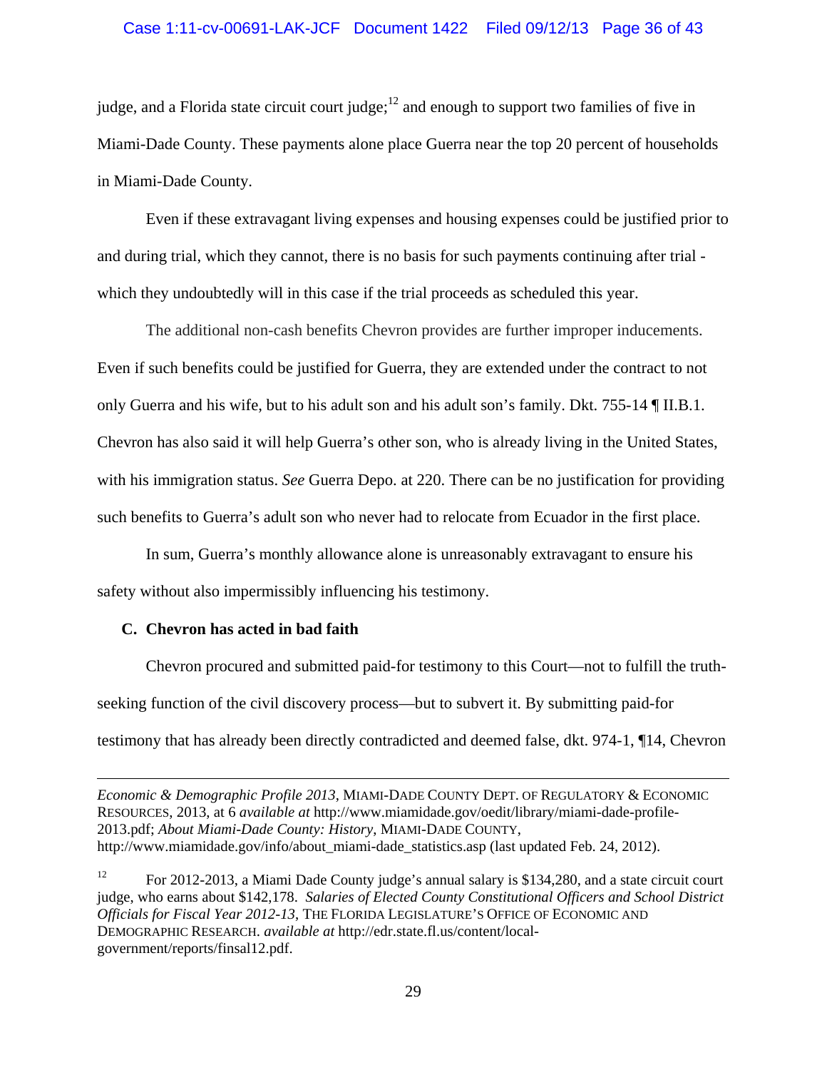judge, and a Florida state circuit court judge;[12] and enough to support two families of five in Miami-Dade County. These payments alone place Guerra near the top 20 percent of households in Miami-Dade County.

Even if these extravagant living expenses and housing expenses could be justified prior to and during trial, which they cannot, there is no basis for such payments continuing after trial - which they undoubtedly will in this case if the trial proceeds as scheduled this year.

The additional non-cash benefits Chevron provides are further improper inducements. Even if such benefits could be justified for Guerra, they are extended under the contract to not only Guerra and his wife, but to his adult son and his adult son's family. Dkt. 755-14 ¶ II.B.1. Chevron has also said it will help Guerra's other son, who is already living in the United States, with his immigration status. *See* Guerra Depo. at 220. There can be no justification for providing such benefits to Guerra's adult son who never had to relocate from Ecuador in the first place.

In sum, Guerra's monthly allowance alone is unreasonably extravagant to ensure his safety without also impermissibly influencing his testimony.

### C. Chevron has acted in bad faith

Chevron procured and submitted paid-for testimony to this Court—not to fulfill the truth-seeking function of the civil discovery process—but to subvert it. By submitting paid-for testimony that has already been directly contradicted and deemed false, dkt. 974-1, ¶14, Chevron

---

*Economic & Demographic Profile 2013*, MIAMI-DADE COUNTY DEPT. OF REGULATORY & ECONOMIC RESOURCES, 2013, at 6 *available at* http://www.miamidade.gov/oedit/library/miami-dade-profile-2013.pdf; *About Miami-Dade County: History*, MIAMI-DADE COUNTY, http://www.miamidade.gov/info/about_miami-dade_statistics.asp (last updated Feb. 24, 2012).

[12] For 2012-2013, a Miami Dade County judge's annual salary is $134,280, and a state circuit court judge, who earns about $142,178. *Salaries of Elected County Constitutional Officers and School District Officials for Fiscal Year 2012-13*, THE FLORIDA LEGISLATURE'S OFFICE OF ECONOMIC AND DEMOGRAPHIC RESEARCH. *available at* http://edr.state.fl.us/content/local-government/reports/finsal12.pdf.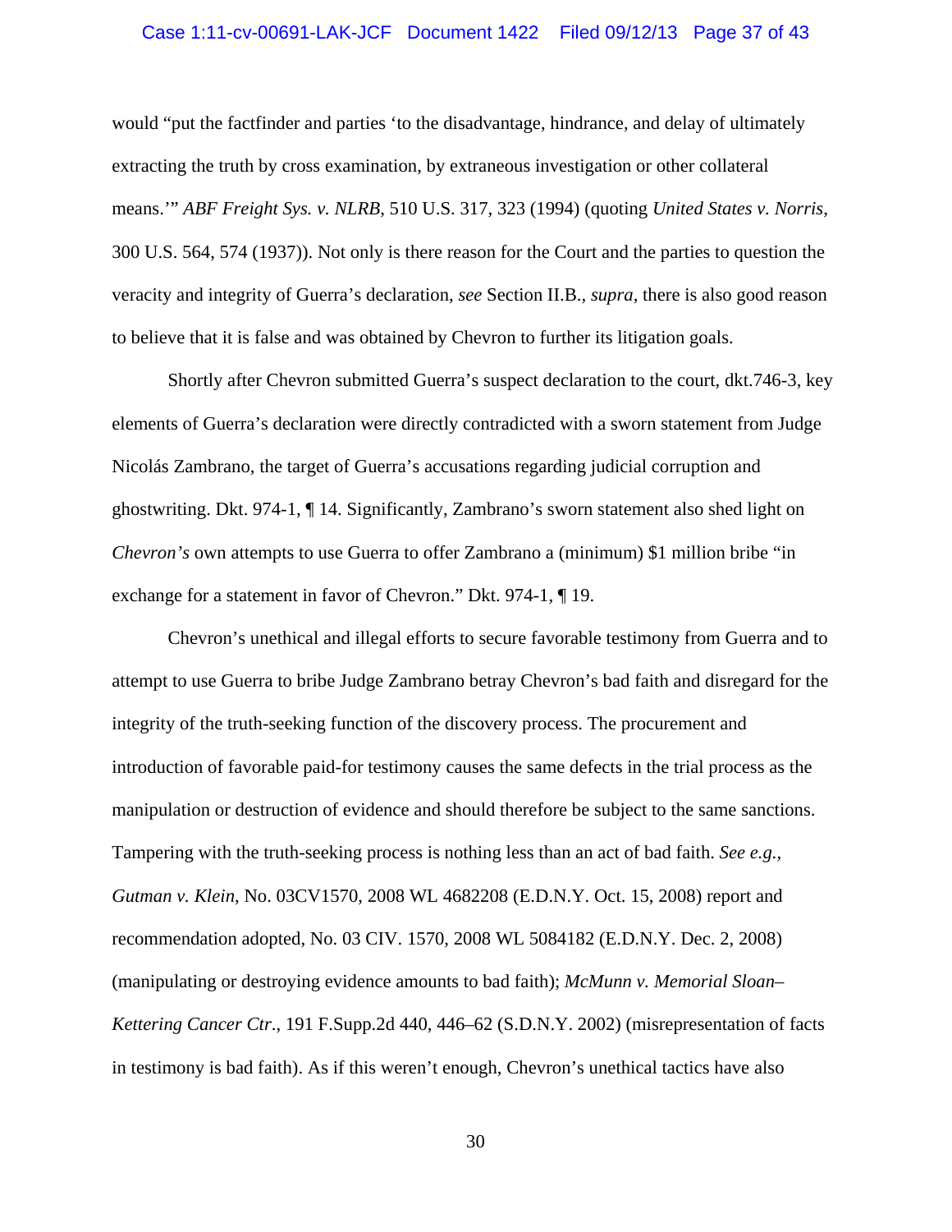would "put the factfinder and parties 'to the disadvantage, hindrance, and delay of ultimately extracting the truth by cross examination, by extraneous investigation or other collateral means.'" *ABF Freight Sys. v. NLRB*, 510 U.S. 317, 323 (1994) (quoting *United States v. Norris*, 300 U.S. 564, 574 (1937)). Not only is there reason for the Court and the parties to question the veracity and integrity of Guerra's declaration, *see* Section II.B., *supra*, there is also good reason to believe that it is false and was obtained by Chevron to further its litigation goals.

Shortly after Chevron submitted Guerra's suspect declaration to the court, dkt.746-3, key elements of Guerra's declaration were directly contradicted with a sworn statement from Judge Nicolás Zambrano, the target of Guerra's accusations regarding judicial corruption and ghostwriting. Dkt. 974-1, ¶ 14. Significantly, Zambrano's sworn statement also shed light on *Chevron's* own attempts to use Guerra to offer Zambrano a (minimum) $1 million bribe "in exchange for a statement in favor of Chevron." Dkt. 974-1, ¶ 19.

Chevron's unethical and illegal efforts to secure favorable testimony from Guerra and to attempt to use Guerra to bribe Judge Zambrano betray Chevron's bad faith and disregard for the integrity of the truth-seeking function of the discovery process. The procurement and introduction of favorable paid-for testimony causes the same defects in the trial process as the manipulation or destruction of evidence and should therefore be subject to the same sanctions. Tampering with the truth-seeking process is nothing less than an act of bad faith. *See e.g., Gutman v. Klein*, No. 03CV1570, 2008 WL 4682208 (E.D.N.Y. Oct. 15, 2008) report and recommendation adopted, No. 03 CIV. 1570, 2008 WL 5084182 (E.D.N.Y. Dec. 2, 2008) (manipulating or destroying evidence amounts to bad faith); *McMunn v. Memorial Sloan–Kettering Cancer Ctr*., 191 F.Supp.2d 440, 446–62 (S.D.N.Y. 2002) (misrepresentation of facts in testimony is bad faith). As if this weren't enough, Chevron's unethical tactics have also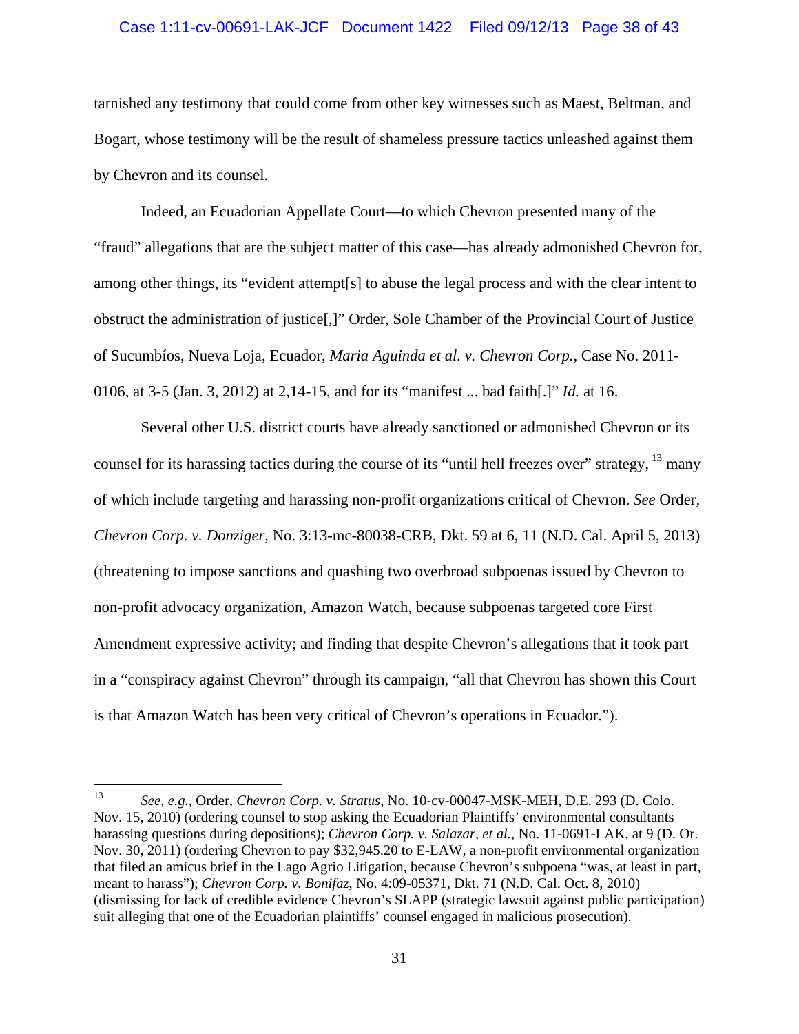tarnished any testimony that could come from other key witnesses such as Maest, Beltman, and Bogart, whose testimony will be the result of shameless pressure tactics unleashed against them by Chevron and its counsel.

Indeed, an Ecuadorian Appellate Court—to which Chevron presented many of the "fraud" allegations that are the subject matter of this case—has already admonished Chevron for, among other things, its "evident attempt[s] to abuse the legal process and with the clear intent to obstruct the administration of justice[,]" Order, Sole Chamber of the Provincial Court of Justice of Sucumbíos, Nueva Loja, Ecuador, *Maria Aguinda et al. v. Chevron Corp.,* Case No. 2011-0106, at 3-5 (Jan. 3, 2012) at 2,14-15, and for its "manifest ... bad faith[.]" *Id.* at 16.

Several other U.S. district courts have already sanctioned or admonished Chevron or its counsel for its harassing tactics during the course of its "until hell freezes over" strategy, [13] many of which include targeting and harassing non-profit organizations critical of Chevron. *See* Order, *Chevron Corp. v. Donziger,* No. 3:13-mc-80038-CRB, Dkt. 59 at 6, 11 (N.D. Cal. April 5, 2013) (threatening to impose sanctions and quashing two overbroad subpoenas issued by Chevron to non-profit advocacy organization, Amazon Watch, because subpoenas targeted core First Amendment expressive activity; and finding that despite Chevron's allegations that it took part in a "conspiracy against Chevron" through its campaign, "all that Chevron has shown this Court is that Amazon Watch has been very critical of Chevron's operations in Ecuador.").

---

[13] *See, e.g.,* Order, *Chevron Corp. v. Stratus,* No. 10-cv-00047-MSK-MEH, D.E. 293 (D. Colo. Nov. 15, 2010) (ordering counsel to stop asking the Ecuadorian Plaintiffs' environmental consultants harassing questions during depositions); *Chevron Corp. v. Salazar, et al.,* No. 11-0691-LAK, at 9 (D. Or. Nov. 30, 2011) (ordering Chevron to pay $32,945.20 to E-LAW, a non-profit environmental organization that filed an amicus brief in the Lago Agrio Litigation, because Chevron's subpoena "was, at least in part, meant to harass"); *Chevron Corp. v. Bonifaz,* No. 4:09-05371, Dkt. 71 (N.D. Cal. Oct. 8, 2010) (dismissing for lack of credible evidence Chevron's SLAPP (strategic lawsuit against public participation) suit alleging that one of the Ecuadorian plaintiffs' counsel engaged in malicious prosecution).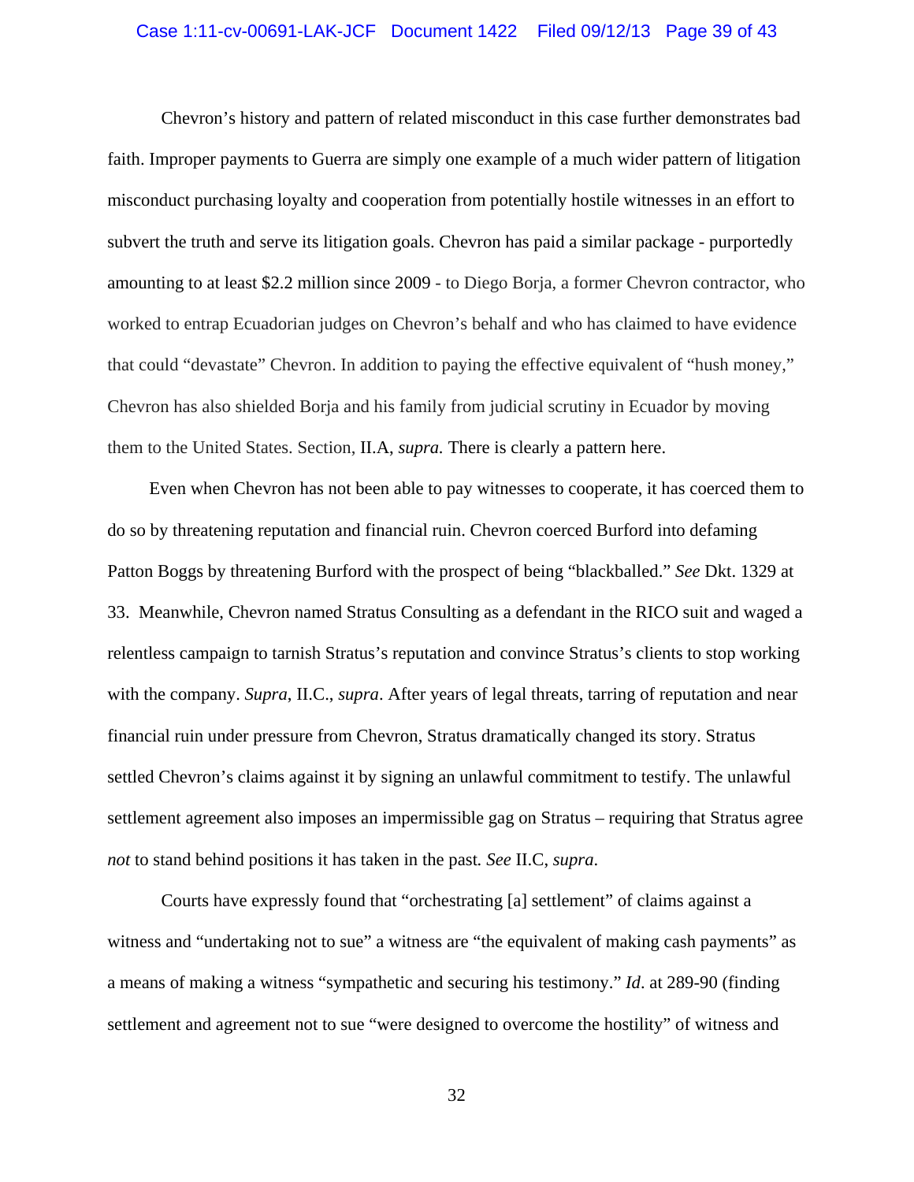Chevron's history and pattern of related misconduct in this case further demonstrates bad faith. Improper payments to Guerra are simply one example of a much wider pattern of litigation misconduct purchasing loyalty and cooperation from potentially hostile witnesses in an effort to subvert the truth and serve its litigation goals. Chevron has paid a similar package - purportedly amounting to at least $2.2 million since 2009 - to Diego Borja, a former Chevron contractor, who worked to entrap Ecuadorian judges on Chevron's behalf and who has claimed to have evidence that could "devastate" Chevron. In addition to paying the effective equivalent of "hush money," Chevron has also shielded Borja and his family from judicial scrutiny in Ecuador by moving them to the United States. Section, II.A, *supra.* There is clearly a pattern here.

Even when Chevron has not been able to pay witnesses to cooperate, it has coerced them to do so by threatening reputation and financial ruin. Chevron coerced Burford into defaming Patton Boggs by threatening Burford with the prospect of being "blackballed." *See* Dkt. 1329 at 33. Meanwhile, Chevron named Stratus Consulting as a defendant in the RICO suit and waged a relentless campaign to tarnish Stratus's reputation and convince Stratus's clients to stop working with the company. *Supra*, II.C., *supra*. After years of legal threats, tarring of reputation and near financial ruin under pressure from Chevron, Stratus dramatically changed its story. Stratus settled Chevron's claims against it by signing an unlawful commitment to testify. The unlawful settlement agreement also imposes an impermissible gag on Stratus – requiring that Stratus agree *not* to stand behind positions it has taken in the past*. See* II.C, *supra*.

Courts have expressly found that "orchestrating [a] settlement" of claims against a witness and "undertaking not to sue" a witness are "the equivalent of making cash payments" as a means of making a witness "sympathetic and securing his testimony." *Id*. at 289-90 (finding settlement and agreement not to sue "were designed to overcome the hostility" of witness and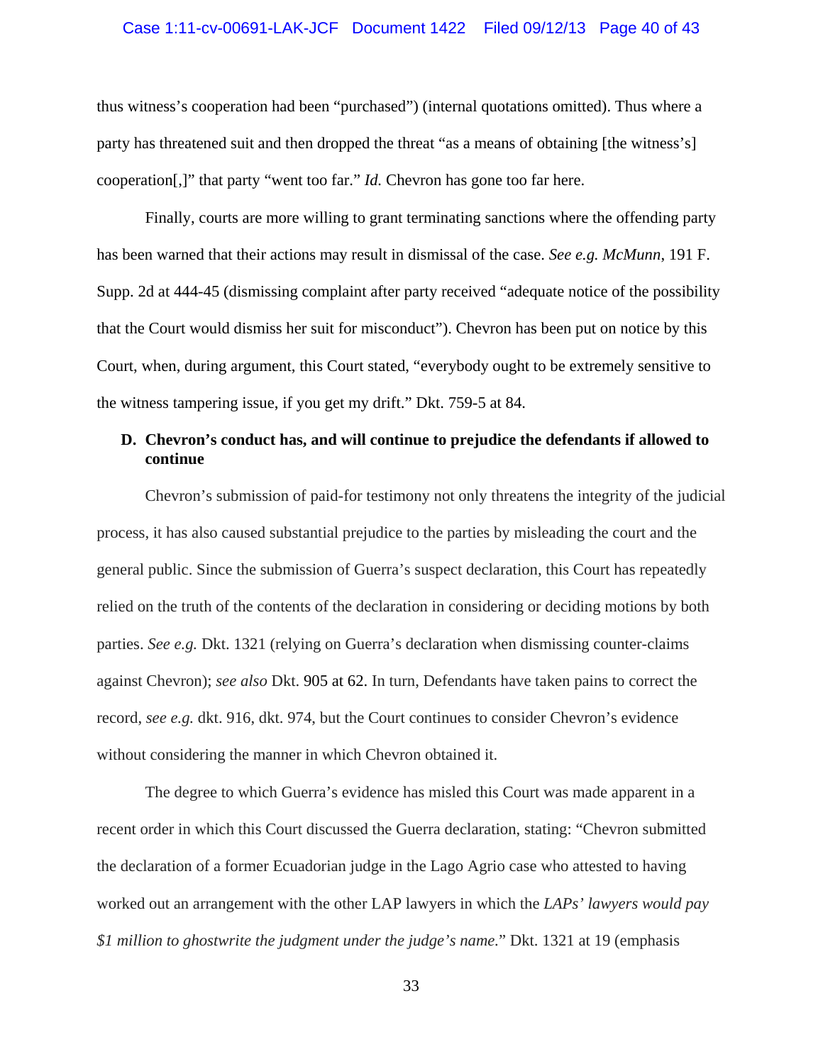thus witness's cooperation had been "purchased") (internal quotations omitted). Thus where a party has threatened suit and then dropped the threat "as a means of obtaining [the witness's] cooperation[,]" that party "went too far." *Id.* Chevron has gone too far here.

Finally, courts are more willing to grant terminating sanctions where the offending party has been warned that their actions may result in dismissal of the case. *See e.g. McMunn*, 191 F. Supp. 2d at 444-45 (dismissing complaint after party received "adequate notice of the possibility that the Court would dismiss her suit for misconduct"). Chevron has been put on notice by this Court, when, during argument, this Court stated, "everybody ought to be extremely sensitive to the witness tampering issue, if you get my drift." Dkt. 759-5 at 84.

### D. Chevron's conduct has, and will continue to prejudice the defendants if allowed to continue

Chevron's submission of paid-for testimony not only threatens the integrity of the judicial process, it has also caused substantial prejudice to the parties by misleading the court and the general public. Since the submission of Guerra's suspect declaration, this Court has repeatedly relied on the truth of the contents of the declaration in considering or deciding motions by both parties. *See e.g.* Dkt. 1321 (relying on Guerra's declaration when dismissing counter-claims against Chevron); *see also* Dkt. 905 at 62. In turn, Defendants have taken pains to correct the record, *see e.g.* dkt. 916, dkt. 974, but the Court continues to consider Chevron's evidence without considering the manner in which Chevron obtained it.

The degree to which Guerra's evidence has misled this Court was made apparent in a recent order in which this Court discussed the Guerra declaration, stating: "Chevron submitted the declaration of a former Ecuadorian judge in the Lago Agrio case who attested to having worked out an arrangement with the other LAP lawyers in which the *LAPs' lawyers would pay $1 million to ghostwrite the judgment under the judge's name.*" Dkt. 1321 at 19 (emphasis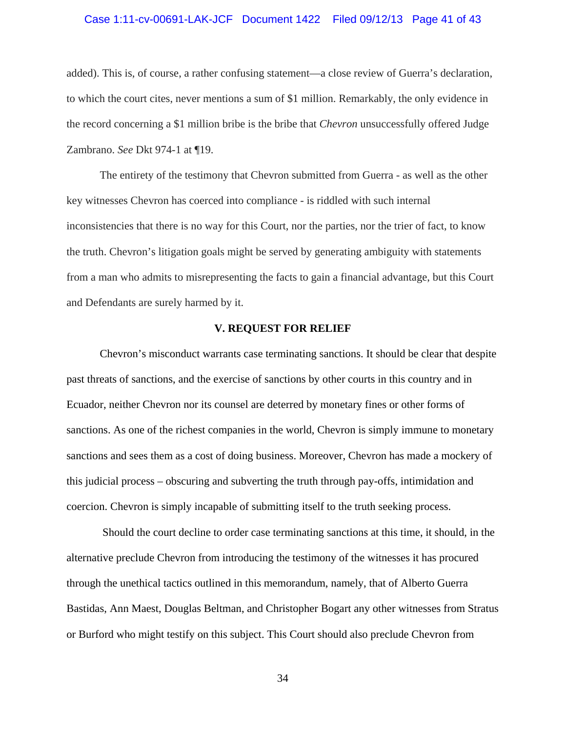added). This is, of course, a rather confusing statement—a close review of Guerra's declaration, to which the court cites, never mentions a sum of $1 million. Remarkably, the only evidence in the record concerning a $1 million bribe is the bribe that *Chevron* unsuccessfully offered Judge Zambrano. *See* Dkt 974-1 at ¶19.

The entirety of the testimony that Chevron submitted from Guerra - as well as the other key witnesses Chevron has coerced into compliance - is riddled with such internal inconsistencies that there is no way for this Court, nor the parties, nor the trier of fact, to know the truth. Chevron's litigation goals might be served by generating ambiguity with statements from a man who admits to misrepresenting the facts to gain a financial advantage, but this Court and Defendants are surely harmed by it.

## V. REQUEST FOR RELIEF

Chevron's misconduct warrants case terminating sanctions. It should be clear that despite past threats of sanctions, and the exercise of sanctions by other courts in this country and in Ecuador, neither Chevron nor its counsel are deterred by monetary fines or other forms of sanctions. As one of the richest companies in the world, Chevron is simply immune to monetary sanctions and sees them as a cost of doing business. Moreover, Chevron has made a mockery of this judicial process – obscuring and subverting the truth through pay-offs, intimidation and coercion. Chevron is simply incapable of submitting itself to the truth seeking process.

Should the court decline to order case terminating sanctions at this time, it should, in the alternative preclude Chevron from introducing the testimony of the witnesses it has procured through the unethical tactics outlined in this memorandum, namely, that of Alberto Guerra Bastidas, Ann Maest, Douglas Beltman, and Christopher Bogart any other witnesses from Stratus or Burford who might testify on this subject. This Court should also preclude Chevron from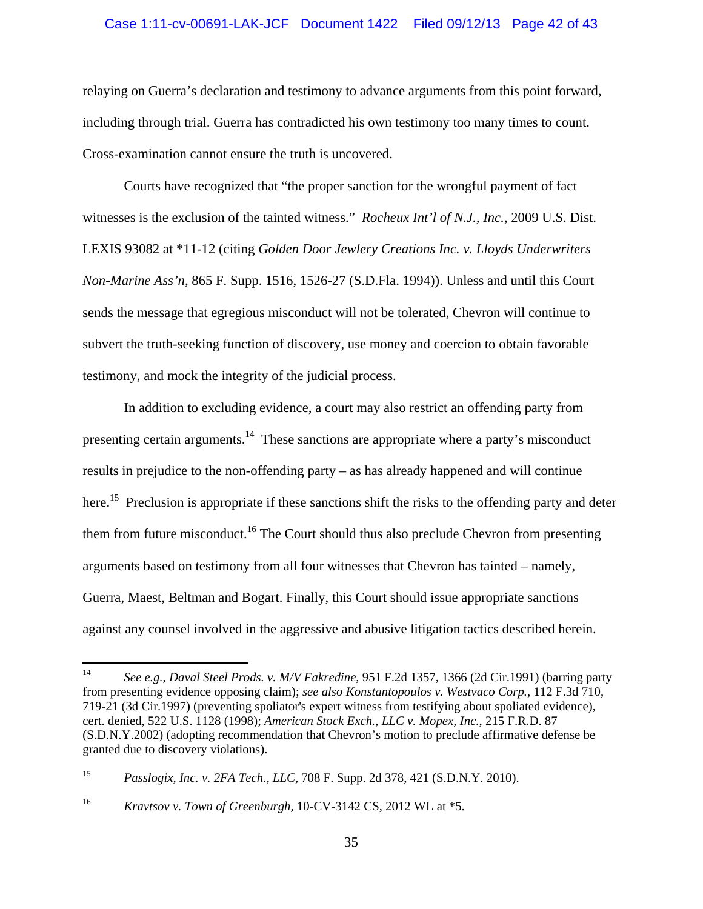relaying on Guerra's declaration and testimony to advance arguments from this point forward, including through trial. Guerra has contradicted his own testimony too many times to count. Cross-examination cannot ensure the truth is uncovered.

Courts have recognized that "the proper sanction for the wrongful payment of fact witnesses is the exclusion of the tainted witness." *Rocheux Int'l of N.J., Inc.*, 2009 U.S. Dist. LEXIS 93082 at *11-12 (citing *Golden Door Jewlery Creations Inc. v. Lloyds Underwriters Non-Marine Ass'n*, 865 F. Supp. 1516, 1526-27 (S.D.Fla. 1994)). Unless and until this Court sends the message that egregious misconduct will not be tolerated, Chevron will continue to subvert the truth-seeking function of discovery, use money and coercion to obtain favorable testimony, and mock the integrity of the judicial process.

In addition to excluding evidence, a court may also restrict an offending party from presenting certain arguments.[14] These sanctions are appropriate where a party's misconduct results in prejudice to the non-offending party – as has already happened and will continue here.[15] Preclusion is appropriate if these sanctions shift the risks to the offending party and deter them from future misconduct.[16] The Court should thus also preclude Chevron from presenting arguments based on testimony from all four witnesses that Chevron has tainted – namely, Guerra, Maest, Beltman and Bogart. Finally, this Court should issue appropriate sanctions against any counsel involved in the aggressive and abusive litigation tactics described herein.

---

[14] *See e.g., Daval Steel Prods. v. M/V Fakredine*, 951 F.2d 1357, 1366 (2d Cir.1991) (barring party from presenting evidence opposing claim); *see also Konstantopoulos v. Westvaco Corp.*, 112 F.3d 710, 719-21 (3d Cir.1997) (preventing spoliator's expert witness from testifying about spoliated evidence), cert. denied, 522 U.S. 1128 (1998); *American Stock Exch., LLC v. Mopex, Inc.*, 215 F.R.D. 87 (S.D.N.Y.2002) (adopting recommendation that Chevron's motion to preclude affirmative defense be granted due to discovery violations).

[15] *Passlogix, Inc. v. 2FA Tech., LLC*, 708 F. Supp. 2d 378, 421 (S.D.N.Y. 2010).

[16] *Kravtsov v. Town of Greenburgh*, 10-CV-3142 CS, 2012 WL at *5.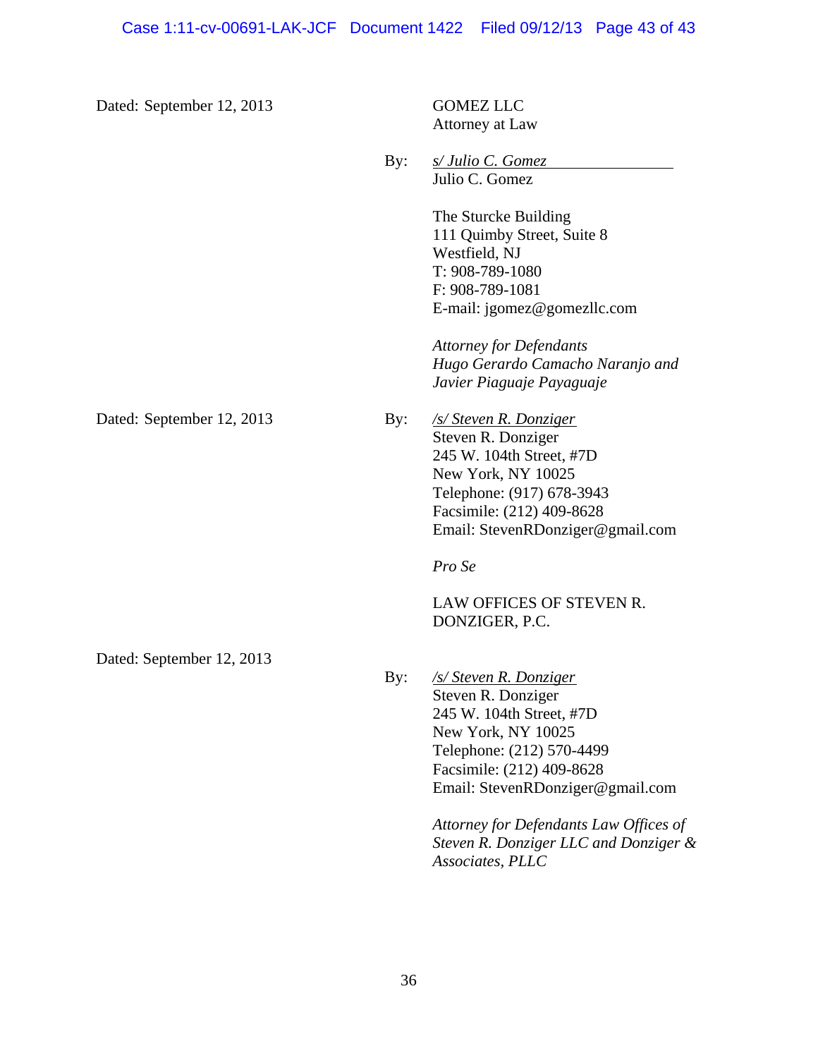Dated: September 12, 2013

GOMEZ LLC
Attorney at Law

By: *s/ Julio C. Gomez*
Julio C. Gomez

The Sturcke Building
111 Quimby Street, Suite 8
Westfield, NJ
T: 908-789-1080
F: 908-789-1081
E-mail: jgomez@gomezllc.com

*Attorney for Defendants*
*Hugo Gerardo Camacho Naranjo and*
*Javier Piaguaje Payaguaje*

Dated: September 12, 2013

By: */s/ Steven R. Donziger*
Steven R. Donziger
245 W. 104th Street, #7D
New York, NY 10025
Telephone: (917) 678-3943
Facsimile: (212) 409-8628
Email: StevenRDonziger@gmail.com

*Pro Se*

LAW OFFICES OF STEVEN R. DONZIGER, P.C.

Dated: September 12, 2013

By: */s/ Steven R. Donziger*
Steven R. Donziger
245 W. 104th Street, #7D
New York, NY 10025
Telephone: (212) 570-4499
Facsimile: (212) 409-8628
Email: StevenRDonziger@gmail.com

*Attorney for Defendants Law Offices of*
*Steven R. Donziger LLC and Donziger &*
*Associates, PLLC*